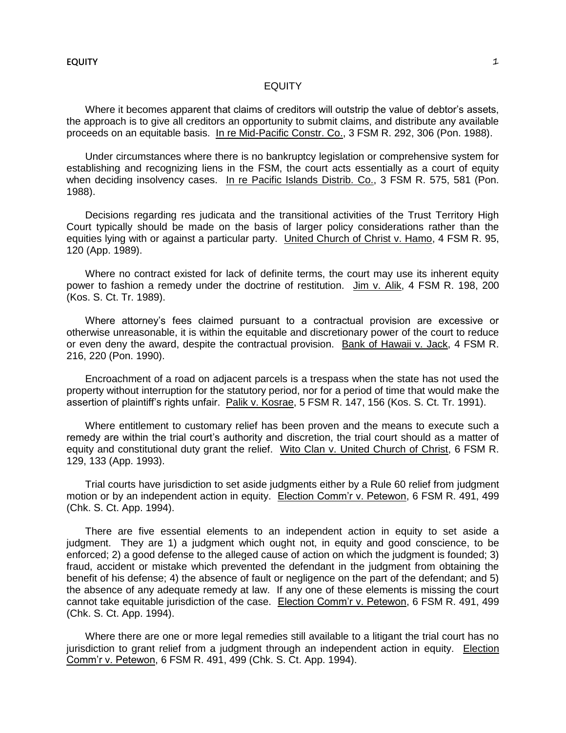# EQUITY

Where it becomes apparent that claims of creditors will outstrip the value of debtor's assets, the approach is to give all creditors an opportunity to submit claims, and distribute any available proceeds on an equitable basis. In re Mid-Pacific Constr. Co., 3 FSM R. 292, 306 (Pon. 1988).

Under circumstances where there is no bankruptcy legislation or comprehensive system for establishing and recognizing liens in the FSM, the court acts essentially as a court of equity when deciding insolvency cases. In re Pacific Islands Distrib. Co., 3 FSM R. 575, 581 (Pon. 1988).

Decisions regarding res judicata and the transitional activities of the Trust Territory High Court typically should be made on the basis of larger policy considerations rather than the equities lying with or against a particular party. United Church of Christ v. Hamo, 4 FSM R. 95, 120 (App. 1989).

Where no contract existed for lack of definite terms, the court may use its inherent equity power to fashion a remedy under the doctrine of restitution. Jim v. Alik, 4 FSM R. 198, 200 (Kos. S. Ct. Tr. 1989).

Where attorney's fees claimed pursuant to a contractual provision are excessive or otherwise unreasonable, it is within the equitable and discretionary power of the court to reduce or even deny the award, despite the contractual provision. Bank of Hawaii v. Jack, 4 FSM R. 216, 220 (Pon. 1990).

Encroachment of a road on adjacent parcels is a trespass when the state has not used the property without interruption for the statutory period, nor for a period of time that would make the assertion of plaintiff's rights unfair. Palik v. Kosrae, 5 FSM R. 147, 156 (Kos. S. Ct. Tr. 1991).

Where entitlement to customary relief has been proven and the means to execute such a remedy are within the trial court's authority and discretion, the trial court should as a matter of equity and constitutional duty grant the relief. Wito Clan v. United Church of Christ, 6 FSM R. 129, 133 (App. 1993).

Trial courts have jurisdiction to set aside judgments either by a Rule 60 relief from judgment motion or by an independent action in equity. Election Comm'r v. Petewon, 6 FSM R. 491, 499 (Chk. S. Ct. App. 1994).

There are five essential elements to an independent action in equity to set aside a judgment. They are 1) a judgment which ought not, in equity and good conscience, to be enforced; 2) a good defense to the alleged cause of action on which the judgment is founded; 3) fraud, accident or mistake which prevented the defendant in the judgment from obtaining the benefit of his defense; 4) the absence of fault or negligence on the part of the defendant; and 5) the absence of any adequate remedy at law. If any one of these elements is missing the court cannot take equitable jurisdiction of the case. Election Comm'r v. Petewon, 6 FSM R. 491, 499 (Chk. S. Ct. App. 1994).

Where there are one or more legal remedies still available to a litigant the trial court has no jurisdiction to grant relief from a judgment through an independent action in equity. Election Comm'r v. Petewon, 6 FSM R. 491, 499 (Chk. S. Ct. App. 1994).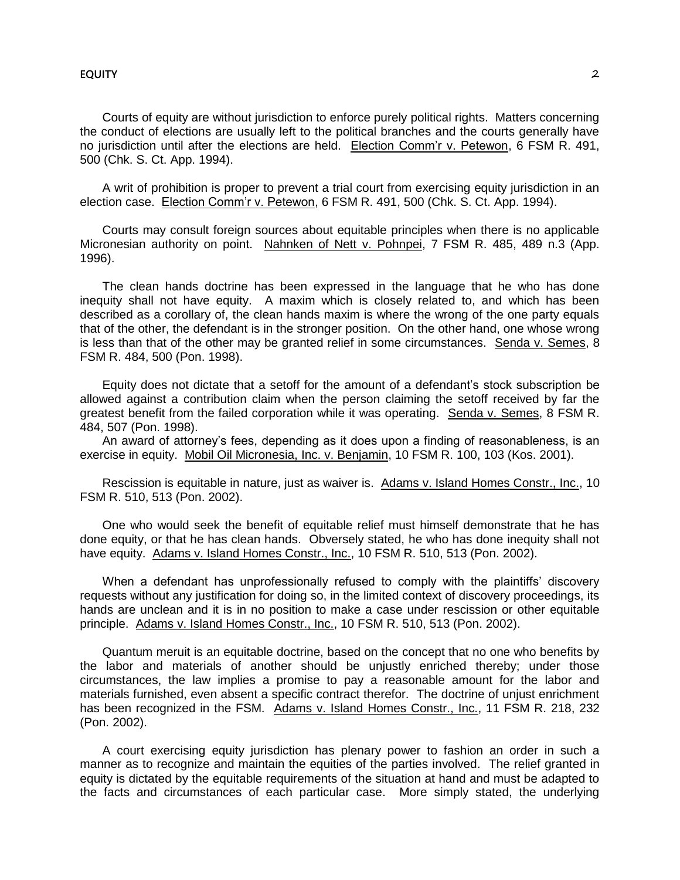Courts of equity are without jurisdiction to enforce purely political rights. Matters concerning the conduct of elections are usually left to the political branches and the courts generally have no jurisdiction until after the elections are held. Election Comm'r v. Petewon, 6 FSM R. 491, 500 (Chk. S. Ct. App. 1994).

A writ of prohibition is proper to prevent a trial court from exercising equity jurisdiction in an election case. Election Comm'r v. Petewon, 6 FSM R. 491, 500 (Chk. S. Ct. App. 1994).

Courts may consult foreign sources about equitable principles when there is no applicable Micronesian authority on point. Nahnken of Nett v. Pohnpei, 7 FSM R. 485, 489 n.3 (App. 1996).

The clean hands doctrine has been expressed in the language that he who has done inequity shall not have equity. A maxim which is closely related to, and which has been described as a corollary of, the clean hands maxim is where the wrong of the one party equals that of the other, the defendant is in the stronger position. On the other hand, one whose wrong is less than that of the other may be granted relief in some circumstances. Senda v. Semes, 8 FSM R. 484, 500 (Pon. 1998).

Equity does not dictate that a setoff for the amount of a defendant's stock subscription be allowed against a contribution claim when the person claiming the setoff received by far the greatest benefit from the failed corporation while it was operating. Senda v. Semes, 8 FSM R. 484, 507 (Pon. 1998).

An award of attorney's fees, depending as it does upon a finding of reasonableness, is an exercise in equity. Mobil Oil Micronesia, Inc. v. Benjamin, 10 FSM R. 100, 103 (Kos. 2001).

Rescission is equitable in nature, just as waiver is. Adams v. Island Homes Constr., Inc., 10 FSM R. 510, 513 (Pon. 2002).

One who would seek the benefit of equitable relief must himself demonstrate that he has done equity, or that he has clean hands. Obversely stated, he who has done inequity shall not have equity. Adams v. Island Homes Constr., Inc., 10 FSM R. 510, 513 (Pon. 2002).

When a defendant has unprofessionally refused to comply with the plaintiffs' discovery requests without any justification for doing so, in the limited context of discovery proceedings, its hands are unclean and it is in no position to make a case under rescission or other equitable principle. Adams v. Island Homes Constr., Inc., 10 FSM R. 510, 513 (Pon. 2002).

Quantum meruit is an equitable doctrine, based on the concept that no one who benefits by the labor and materials of another should be unjustly enriched thereby; under those circumstances, the law implies a promise to pay a reasonable amount for the labor and materials furnished, even absent a specific contract therefor. The doctrine of unjust enrichment has been recognized in the FSM. Adams v. Island Homes Constr., Inc., 11 FSM R. 218, 232 (Pon. 2002).

A court exercising equity jurisdiction has plenary power to fashion an order in such a manner as to recognize and maintain the equities of the parties involved. The relief granted in equity is dictated by the equitable requirements of the situation at hand and must be adapted to the facts and circumstances of each particular case. More simply stated, the underlying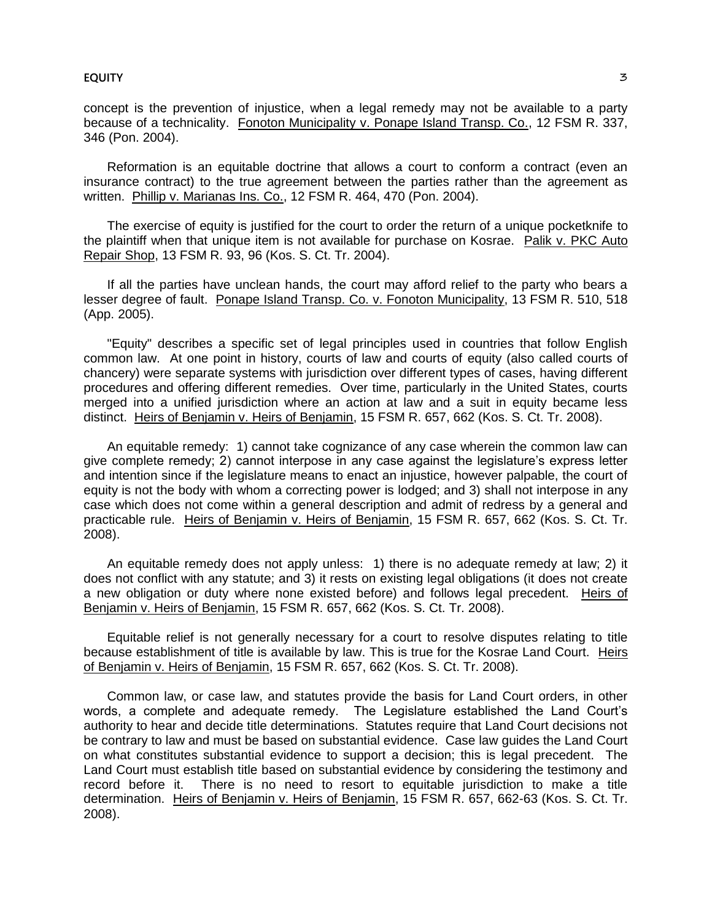concept is the prevention of injustice, when a legal remedy may not be available to a party because of a technicality. Fonoton Municipality v. Ponape Island Transp. Co., 12 FSM R. 337, 346 (Pon. 2004).

Reformation is an equitable doctrine that allows a court to conform a contract (even an insurance contract) to the true agreement between the parties rather than the agreement as written. Phillip v. Marianas Ins. Co., 12 FSM R. 464, 470 (Pon. 2004).

The exercise of equity is justified for the court to order the return of a unique pocketknife to the plaintiff when that unique item is not available for purchase on Kosrae. Palik v. PKC Auto Repair Shop, 13 FSM R. 93, 96 (Kos. S. Ct. Tr. 2004).

If all the parties have unclean hands, the court may afford relief to the party who bears a lesser degree of fault. Ponape Island Transp. Co. v. Fonoton Municipality, 13 FSM R. 510, 518 (App. 2005).

"Equity" describes a specific set of legal principles used in countries that follow English common law. At one point in history, courts of law and courts of equity (also called courts of chancery) were separate systems with jurisdiction over different types of cases, having different procedures and offering different remedies. Over time, particularly in the United States, courts merged into a unified jurisdiction where an action at law and a suit in equity became less distinct. Heirs of Benjamin v. Heirs of Benjamin, 15 FSM R. 657, 662 (Kos. S. Ct. Tr. 2008).

An equitable remedy: 1) cannot take cognizance of any case wherein the common law can give complete remedy; 2) cannot interpose in any case against the legislature's express letter and intention since if the legislature means to enact an injustice, however palpable, the court of equity is not the body with whom a correcting power is lodged; and 3) shall not interpose in any case which does not come within a general description and admit of redress by a general and practicable rule. Heirs of Benjamin v. Heirs of Benjamin, 15 FSM R. 657, 662 (Kos. S. Ct. Tr. 2008).

An equitable remedy does not apply unless: 1) there is no adequate remedy at law; 2) it does not conflict with any statute; and 3) it rests on existing legal obligations (it does not create a new obligation or duty where none existed before) and follows legal precedent. Heirs of Benjamin v. Heirs of Benjamin, 15 FSM R. 657, 662 (Kos. S. Ct. Tr. 2008).

Equitable relief is not generally necessary for a court to resolve disputes relating to title because establishment of title is available by law. This is true for the Kosrae Land Court. Heirs of Benjamin v. Heirs of Benjamin, 15 FSM R. 657, 662 (Kos. S. Ct. Tr. 2008).

Common law, or case law, and statutes provide the basis for Land Court orders, in other words, a complete and adequate remedy. The Legislature established the Land Court's authority to hear and decide title determinations. Statutes require that Land Court decisions not be contrary to law and must be based on substantial evidence. Case law guides the Land Court on what constitutes substantial evidence to support a decision; this is legal precedent. The Land Court must establish title based on substantial evidence by considering the testimony and record before it. There is no need to resort to equitable jurisdiction to make a title determination. Heirs of Benjamin v. Heirs of Benjamin, 15 FSM R. 657, 662-63 (Kos. S. Ct. Tr. 2008).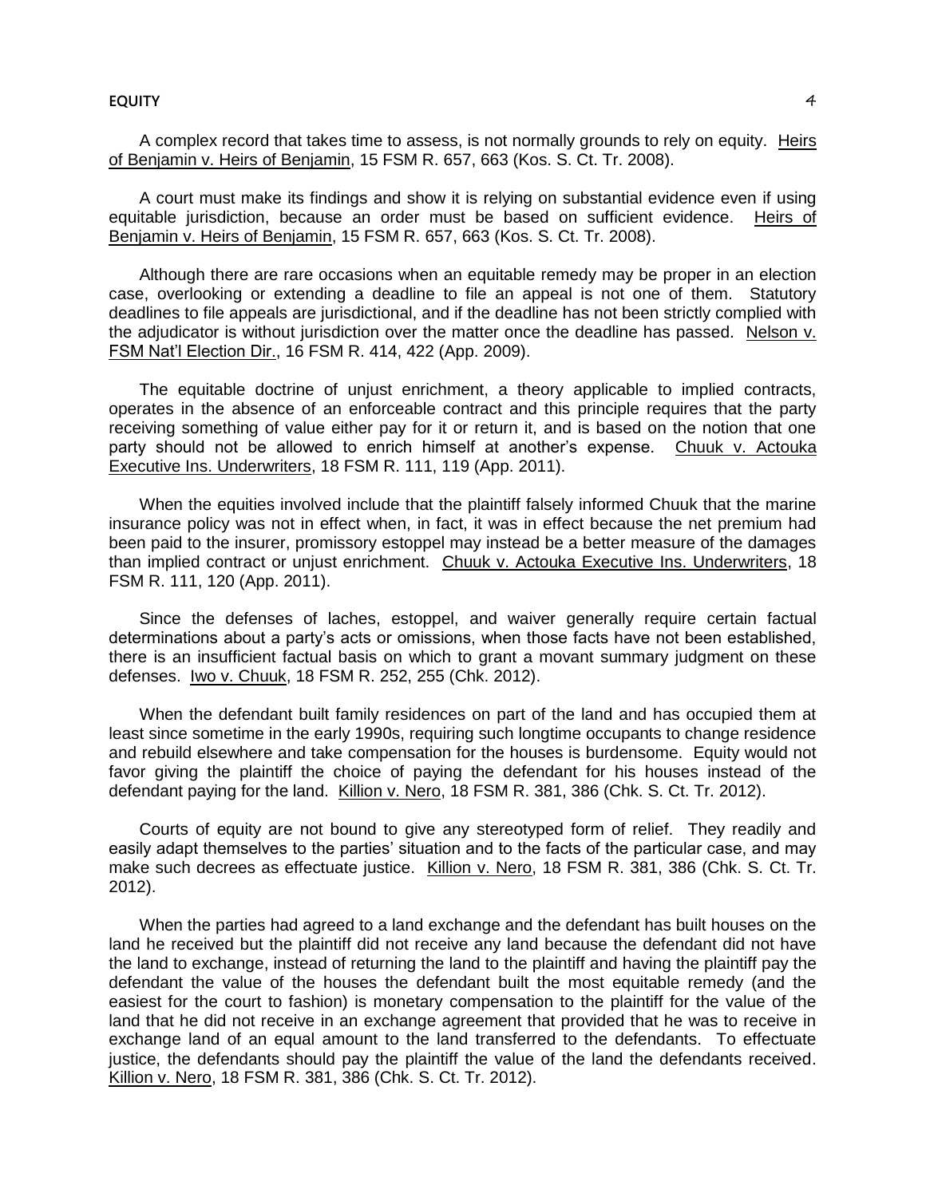A complex record that takes time to assess, is not normally grounds to rely on equity. Heirs of Benjamin v. Heirs of Benjamin, 15 FSM R. 657, 663 (Kos. S. Ct. Tr. 2008).

A court must make its findings and show it is relying on substantial evidence even if using equitable jurisdiction, because an order must be based on sufficient evidence. Heirs of Benjamin v. Heirs of Benjamin, 15 FSM R. 657, 663 (Kos. S. Ct. Tr. 2008).

Although there are rare occasions when an equitable remedy may be proper in an election case, overlooking or extending a deadline to file an appeal is not one of them. Statutory deadlines to file appeals are jurisdictional, and if the deadline has not been strictly complied with the adjudicator is without jurisdiction over the matter once the deadline has passed. Nelson v. FSM Nat'l Election Dir., 16 FSM R. 414, 422 (App. 2009).

The equitable doctrine of unjust enrichment, a theory applicable to implied contracts, operates in the absence of an enforceable contract and this principle requires that the party receiving something of value either pay for it or return it, and is based on the notion that one party should not be allowed to enrich himself at another's expense. Chuuk v. Actouka Executive Ins. Underwriters, 18 FSM R. 111, 119 (App. 2011).

When the equities involved include that the plaintiff falsely informed Chuuk that the marine insurance policy was not in effect when, in fact, it was in effect because the net premium had been paid to the insurer, promissory estoppel may instead be a better measure of the damages than implied contract or unjust enrichment. Chuuk v. Actouka Executive Ins. Underwriters, 18 FSM R. 111, 120 (App. 2011).

Since the defenses of laches, estoppel, and waiver generally require certain factual determinations about a party's acts or omissions, when those facts have not been established, there is an insufficient factual basis on which to grant a movant summary judgment on these defenses. Iwo v. Chuuk, 18 FSM R. 252, 255 (Chk. 2012).

When the defendant built family residences on part of the land and has occupied them at least since sometime in the early 1990s, requiring such longtime occupants to change residence and rebuild elsewhere and take compensation for the houses is burdensome. Equity would not favor giving the plaintiff the choice of paying the defendant for his houses instead of the defendant paying for the land. Killion v. Nero, 18 FSM R. 381, 386 (Chk. S. Ct. Tr. 2012).

Courts of equity are not bound to give any stereotyped form of relief. They readily and easily adapt themselves to the parties' situation and to the facts of the particular case, and may make such decrees as effectuate justice. Killion v. Nero, 18 FSM R. 381, 386 (Chk. S. Ct. Tr. 2012).

When the parties had agreed to a land exchange and the defendant has built houses on the land he received but the plaintiff did not receive any land because the defendant did not have the land to exchange, instead of returning the land to the plaintiff and having the plaintiff pay the defendant the value of the houses the defendant built the most equitable remedy (and the easiest for the court to fashion) is monetary compensation to the plaintiff for the value of the land that he did not receive in an exchange agreement that provided that he was to receive in exchange land of an equal amount to the land transferred to the defendants. To effectuate justice, the defendants should pay the plaintiff the value of the land the defendants received. Killion v. Nero, 18 FSM R. 381, 386 (Chk. S. Ct. Tr. 2012).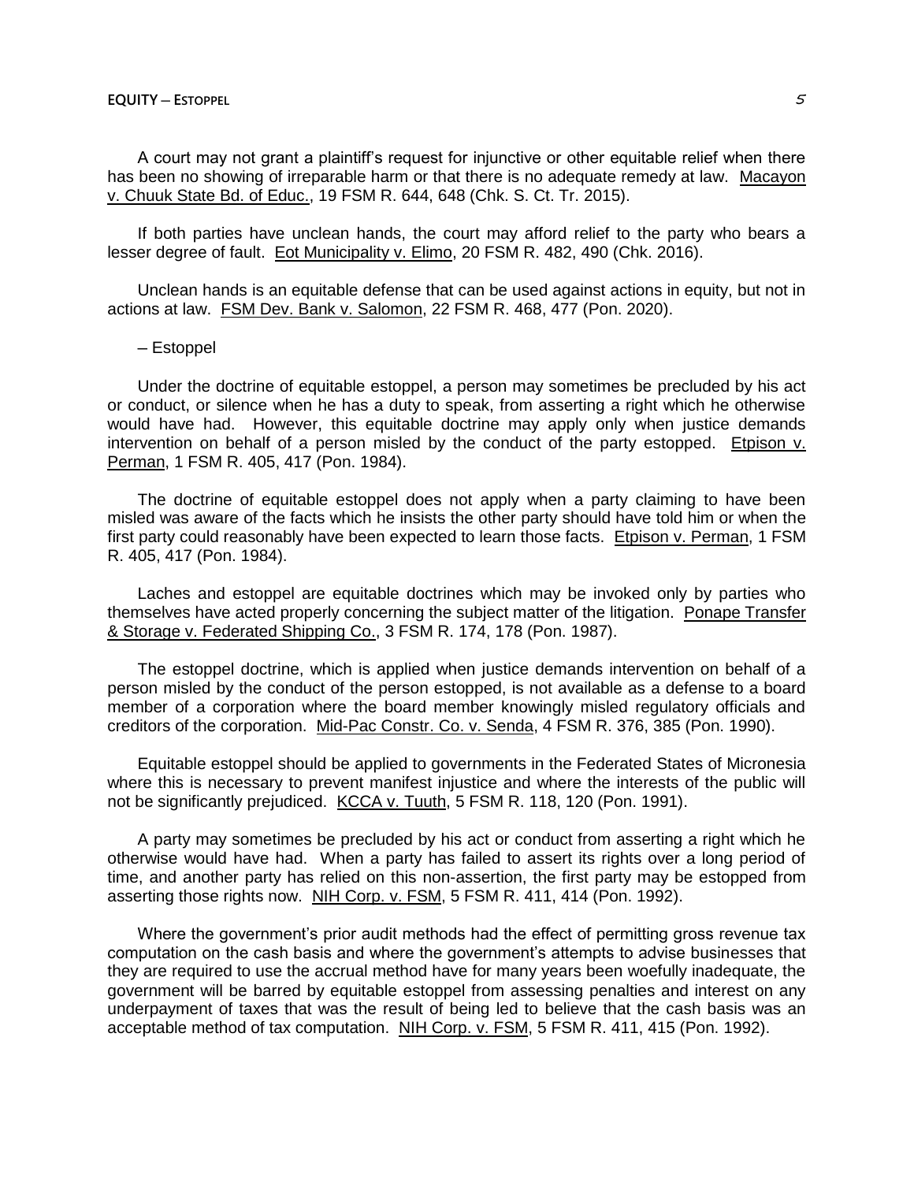A court may not grant a plaintiff's request for injunctive or other equitable relief when there has been no showing of irreparable harm or that there is no adequate remedy at law. Macayon v. Chuuk State Bd. of Educ., 19 FSM R. 644, 648 (Chk. S. Ct. Tr. 2015).

If both parties have unclean hands, the court may afford relief to the party who bears a lesser degree of fault. Eot Municipality v. Elimo, 20 FSM R. 482, 490 (Chk. 2016).

Unclean hands is an equitable defense that can be used against actions in equity, but not in actions at law. FSM Dev. Bank v. Salomon, 22 FSM R. 468, 477 (Pon. 2020).

– Estoppel

Under the doctrine of equitable estoppel, a person may sometimes be precluded by his act or conduct, or silence when he has a duty to speak, from asserting a right which he otherwise would have had. However, this equitable doctrine may apply only when justice demands intervention on behalf of a person misled by the conduct of the party estopped. Etpison v. Perman, 1 FSM R. 405, 417 (Pon. 1984).

The doctrine of equitable estoppel does not apply when a party claiming to have been misled was aware of the facts which he insists the other party should have told him or when the first party could reasonably have been expected to learn those facts. Etpison v. Perman, 1 FSM R. 405, 417 (Pon. 1984).

Laches and estoppel are equitable doctrines which may be invoked only by parties who themselves have acted properly concerning the subject matter of the litigation. Ponape Transfer & Storage v. Federated Shipping Co., 3 FSM R. 174, 178 (Pon. 1987).

The estoppel doctrine, which is applied when justice demands intervention on behalf of a person misled by the conduct of the person estopped, is not available as a defense to a board member of a corporation where the board member knowingly misled regulatory officials and creditors of the corporation. Mid-Pac Constr. Co. v. Senda, 4 FSM R. 376, 385 (Pon. 1990).

Equitable estoppel should be applied to governments in the Federated States of Micronesia where this is necessary to prevent manifest injustice and where the interests of the public will not be significantly prejudiced. KCCA v. Tuuth, 5 FSM R. 118, 120 (Pon. 1991).

A party may sometimes be precluded by his act or conduct from asserting a right which he otherwise would have had. When a party has failed to assert its rights over a long period of time, and another party has relied on this non-assertion, the first party may be estopped from asserting those rights now. NIH Corp. v. FSM, 5 FSM R. 411, 414 (Pon. 1992).

Where the government's prior audit methods had the effect of permitting gross revenue tax computation on the cash basis and where the government's attempts to advise businesses that they are required to use the accrual method have for many years been woefully inadequate, the government will be barred by equitable estoppel from assessing penalties and interest on any underpayment of taxes that was the result of being led to believe that the cash basis was an acceptable method of tax computation. NIH Corp. v. FSM, 5 FSM R. 411, 415 (Pon. 1992).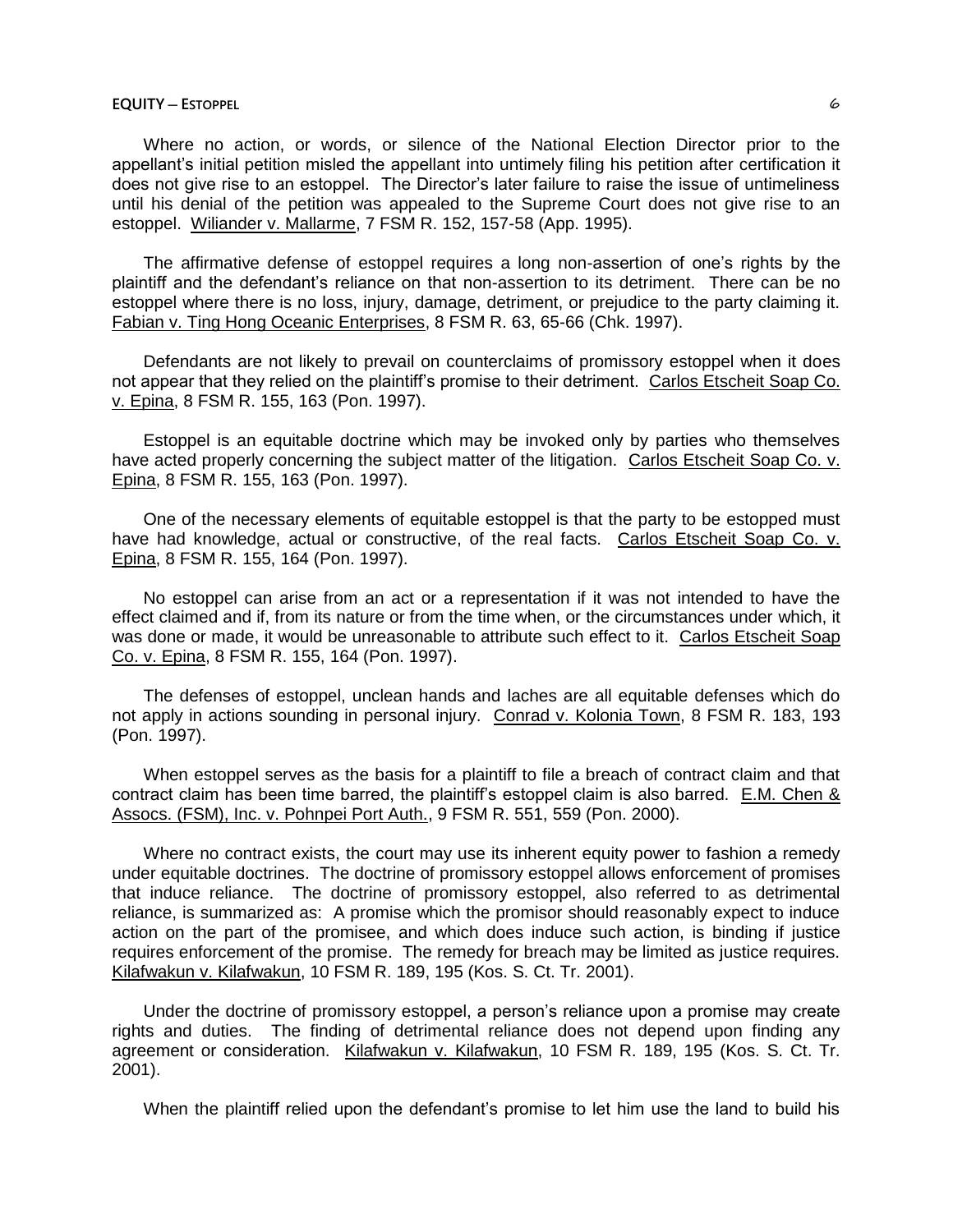Where no action, or words, or silence of the National Election Director prior to the appellant's initial petition misled the appellant into untimely filing his petition after certification it does not give rise to an estoppel. The Director's later failure to raise the issue of untimeliness until his denial of the petition was appealed to the Supreme Court does not give rise to an estoppel. Wiliander v. Mallarme, 7 FSM R. 152, 157-58 (App. 1995).

The affirmative defense of estoppel requires a long non-assertion of one's rights by the plaintiff and the defendant's reliance on that non-assertion to its detriment. There can be no estoppel where there is no loss, injury, damage, detriment, or prejudice to the party claiming it. Fabian v. Ting Hong Oceanic Enterprises, 8 FSM R. 63, 65-66 (Chk. 1997).

Defendants are not likely to prevail on counterclaims of promissory estoppel when it does not appear that they relied on the plaintiff's promise to their detriment. Carlos Etscheit Soap Co. v. Epina, 8 FSM R. 155, 163 (Pon. 1997).

Estoppel is an equitable doctrine which may be invoked only by parties who themselves have acted properly concerning the subject matter of the litigation. Carlos Etscheit Soap Co. v. Epina, 8 FSM R. 155, 163 (Pon. 1997).

One of the necessary elements of equitable estoppel is that the party to be estopped must have had knowledge, actual or constructive, of the real facts. Carlos Etscheit Soap Co. v. Epina, 8 FSM R. 155, 164 (Pon. 1997).

No estoppel can arise from an act or a representation if it was not intended to have the effect claimed and if, from its nature or from the time when, or the circumstances under which, it was done or made, it would be unreasonable to attribute such effect to it. Carlos Etscheit Soap Co. v. Epina, 8 FSM R. 155, 164 (Pon. 1997).

The defenses of estoppel, unclean hands and laches are all equitable defenses which do not apply in actions sounding in personal injury. Conrad v. Kolonia Town, 8 FSM R. 183, 193 (Pon. 1997).

When estoppel serves as the basis for a plaintiff to file a breach of contract claim and that contract claim has been time barred, the plaintiff's estoppel claim is also barred. E.M. Chen & Assocs. (FSM), Inc. v. Pohnpei Port Auth., 9 FSM R. 551, 559 (Pon. 2000).

Where no contract exists, the court may use its inherent equity power to fashion a remedy under equitable doctrines. The doctrine of promissory estoppel allows enforcement of promises that induce reliance. The doctrine of promissory estoppel, also referred to as detrimental reliance, is summarized as: A promise which the promisor should reasonably expect to induce action on the part of the promisee, and which does induce such action, is binding if justice requires enforcement of the promise. The remedy for breach may be limited as justice requires. Kilafwakun v. Kilafwakun, 10 FSM R. 189, 195 (Kos. S. Ct. Tr. 2001).

Under the doctrine of promissory estoppel, a person's reliance upon a promise may create rights and duties. The finding of detrimental reliance does not depend upon finding any agreement or consideration. Kilafwakun v. Kilafwakun, 10 FSM R. 189, 195 (Kos. S. Ct. Tr. 2001).

When the plaintiff relied upon the defendant's promise to let him use the land to build his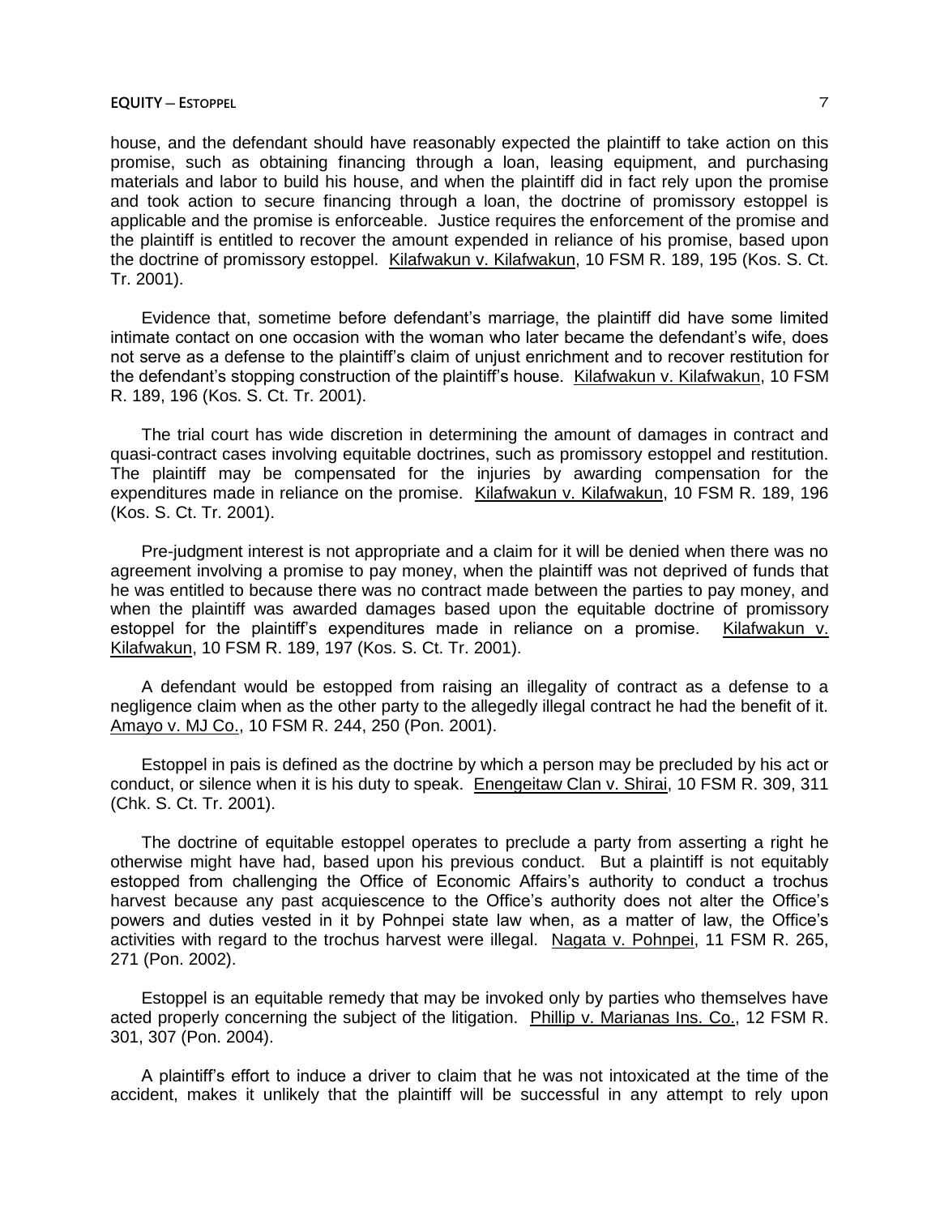house, and the defendant should have reasonably expected the plaintiff to take action on this promise, such as obtaining financing through a loan, leasing equipment, and purchasing materials and labor to build his house, and when the plaintiff did in fact rely upon the promise and took action to secure financing through a loan, the doctrine of promissory estoppel is applicable and the promise is enforceable. Justice requires the enforcement of the promise and the plaintiff is entitled to recover the amount expended in reliance of his promise, based upon the doctrine of promissory estoppel. Kilafwakun v. Kilafwakun, 10 FSM R. 189, 195 (Kos. S. Ct. Tr. 2001).

Evidence that, sometime before defendant's marriage, the plaintiff did have some limited intimate contact on one occasion with the woman who later became the defendant's wife, does not serve as a defense to the plaintiff's claim of unjust enrichment and to recover restitution for the defendant's stopping construction of the plaintiff's house. Kilafwakun v. Kilafwakun, 10 FSM R. 189, 196 (Kos. S. Ct. Tr. 2001).

The trial court has wide discretion in determining the amount of damages in contract and quasi-contract cases involving equitable doctrines, such as promissory estoppel and restitution. The plaintiff may be compensated for the injuries by awarding compensation for the expenditures made in reliance on the promise. Kilafwakun v. Kilafwakun, 10 FSM R. 189, 196 (Kos. S. Ct. Tr. 2001).

Pre-judgment interest is not appropriate and a claim for it will be denied when there was no agreement involving a promise to pay money, when the plaintiff was not deprived of funds that he was entitled to because there was no contract made between the parties to pay money, and when the plaintiff was awarded damages based upon the equitable doctrine of promissory estoppel for the plaintiff's expenditures made in reliance on a promise. Kilafwakun v. Kilafwakun, 10 FSM R. 189, 197 (Kos. S. Ct. Tr. 2001).

A defendant would be estopped from raising an illegality of contract as a defense to a negligence claim when as the other party to the allegedly illegal contract he had the benefit of it. Amayo v. MJ Co., 10 FSM R. 244, 250 (Pon. 2001).

Estoppel in pais is defined as the doctrine by which a person may be precluded by his act or conduct, or silence when it is his duty to speak. Enengeitaw Clan v. Shirai, 10 FSM R. 309, 311 (Chk. S. Ct. Tr. 2001).

The doctrine of equitable estoppel operates to preclude a party from asserting a right he otherwise might have had, based upon his previous conduct. But a plaintiff is not equitably estopped from challenging the Office of Economic Affairs's authority to conduct a trochus harvest because any past acquiescence to the Office's authority does not alter the Office's powers and duties vested in it by Pohnpei state law when, as a matter of law, the Office's activities with regard to the trochus harvest were illegal. Nagata v. Pohnpei, 11 FSM R. 265, 271 (Pon. 2002).

Estoppel is an equitable remedy that may be invoked only by parties who themselves have acted properly concerning the subject of the litigation. Phillip v. Marianas Ins. Co., 12 FSM R. 301, 307 (Pon. 2004).

A plaintiff's effort to induce a driver to claim that he was not intoxicated at the time of the accident, makes it unlikely that the plaintiff will be successful in any attempt to rely upon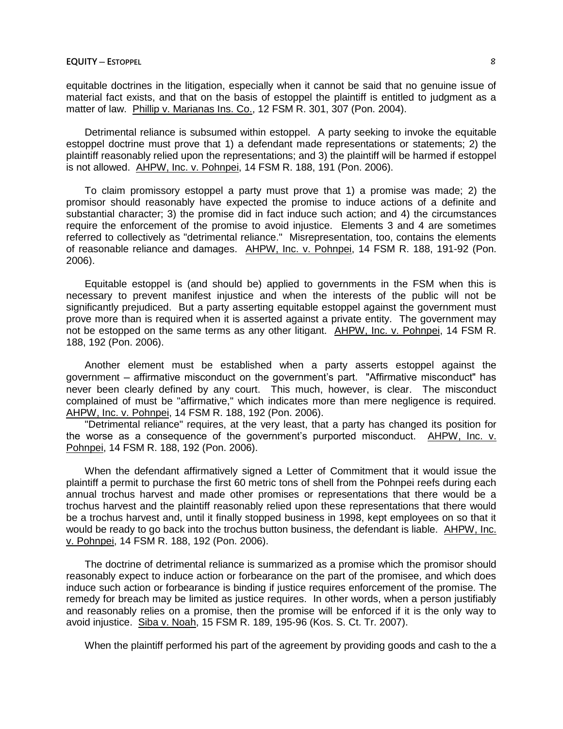equitable doctrines in the litigation, especially when it cannot be said that no genuine issue of material fact exists, and that on the basis of estoppel the plaintiff is entitled to judgment as a matter of law. Phillip v. Marianas Ins. Co., 12 FSM R. 301, 307 (Pon. 2004).

Detrimental reliance is subsumed within estoppel. A party seeking to invoke the equitable estoppel doctrine must prove that 1) a defendant made representations or statements; 2) the plaintiff reasonably relied upon the representations; and 3) the plaintiff will be harmed if estoppel is not allowed. AHPW, Inc. v. Pohnpei, 14 FSM R. 188, 191 (Pon. 2006).

To claim promissory estoppel a party must prove that 1) a promise was made; 2) the promisor should reasonably have expected the promise to induce actions of a definite and substantial character; 3) the promise did in fact induce such action; and 4) the circumstances require the enforcement of the promise to avoid injustice. Elements 3 and 4 are sometimes referred to collectively as "detrimental reliance." Misrepresentation, too, contains the elements of reasonable reliance and damages. AHPW, Inc. v. Pohnpei, 14 FSM R. 188, 191-92 (Pon. 2006).

Equitable estoppel is (and should be) applied to governments in the FSM when this is necessary to prevent manifest injustice and when the interests of the public will not be significantly prejudiced. But a party asserting equitable estoppel against the government must prove more than is required when it is asserted against a private entity. The government may not be estopped on the same terms as any other litigant. AHPW, Inc. v. Pohnpei, 14 FSM R. 188, 192 (Pon. 2006).

Another element must be established when a party asserts estoppel against the government – affirmative misconduct on the government's part. "Affirmative misconduct" has never been clearly defined by any court. This much, however, is clear. The misconduct complained of must be "affirmative," which indicates more than mere negligence is required. AHPW, Inc. v. Pohnpei, 14 FSM R. 188, 192 (Pon. 2006).

"Detrimental reliance" requires, at the very least, that a party has changed its position for the worse as a consequence of the government's purported misconduct. AHPW, Inc. v. Pohnpei, 14 FSM R. 188, 192 (Pon. 2006).

When the defendant affirmatively signed a Letter of Commitment that it would issue the plaintiff a permit to purchase the first 60 metric tons of shell from the Pohnpei reefs during each annual trochus harvest and made other promises or representations that there would be a trochus harvest and the plaintiff reasonably relied upon these representations that there would be a trochus harvest and, until it finally stopped business in 1998, kept employees on so that it would be ready to go back into the trochus button business, the defendant is liable. AHPW, Inc. v. Pohnpei, 14 FSM R. 188, 192 (Pon. 2006).

The doctrine of detrimental reliance is summarized as a promise which the promisor should reasonably expect to induce action or forbearance on the part of the promisee, and which does induce such action or forbearance is binding if justice requires enforcement of the promise. The remedy for breach may be limited as justice requires. In other words, when a person justifiably and reasonably relies on a promise, then the promise will be enforced if it is the only way to avoid injustice. Siba v. Noah, 15 FSM R. 189, 195-96 (Kos. S. Ct. Tr. 2007).

When the plaintiff performed his part of the agreement by providing goods and cash to the a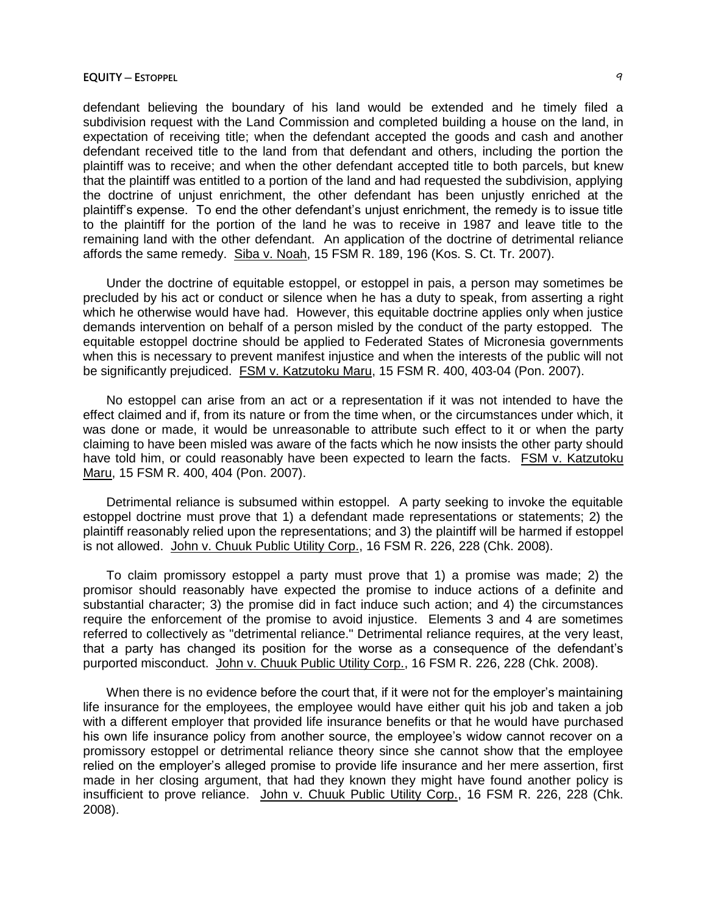defendant believing the boundary of his land would be extended and he timely filed a subdivision request with the Land Commission and completed building a house on the land, in expectation of receiving title; when the defendant accepted the goods and cash and another defendant received title to the land from that defendant and others, including the portion the plaintiff was to receive; and when the other defendant accepted title to both parcels, but knew that the plaintiff was entitled to a portion of the land and had requested the subdivision, applying the doctrine of unjust enrichment, the other defendant has been unjustly enriched at the plaintiff's expense. To end the other defendant's unjust enrichment, the remedy is to issue title to the plaintiff for the portion of the land he was to receive in 1987 and leave title to the remaining land with the other defendant. An application of the doctrine of detrimental reliance affords the same remedy. Siba v. Noah, 15 FSM R. 189, 196 (Kos. S. Ct. Tr. 2007).

Under the doctrine of equitable estoppel, or estoppel in pais, a person may sometimes be precluded by his act or conduct or silence when he has a duty to speak, from asserting a right which he otherwise would have had. However, this equitable doctrine applies only when justice demands intervention on behalf of a person misled by the conduct of the party estopped. The equitable estoppel doctrine should be applied to Federated States of Micronesia governments when this is necessary to prevent manifest injustice and when the interests of the public will not be significantly prejudiced. FSM v. Katzutoku Maru, 15 FSM R. 400, 403-04 (Pon. 2007).

No estoppel can arise from an act or a representation if it was not intended to have the effect claimed and if, from its nature or from the time when, or the circumstances under which, it was done or made, it would be unreasonable to attribute such effect to it or when the party claiming to have been misled was aware of the facts which he now insists the other party should have told him, or could reasonably have been expected to learn the facts. FSM v. Katzutoku Maru, 15 FSM R. 400, 404 (Pon. 2007).

Detrimental reliance is subsumed within estoppel. A party seeking to invoke the equitable estoppel doctrine must prove that 1) a defendant made representations or statements; 2) the plaintiff reasonably relied upon the representations; and 3) the plaintiff will be harmed if estoppel is not allowed. John v. Chuuk Public Utility Corp., 16 FSM R. 226, 228 (Chk. 2008).

To claim promissory estoppel a party must prove that 1) a promise was made; 2) the promisor should reasonably have expected the promise to induce actions of a definite and substantial character; 3) the promise did in fact induce such action; and 4) the circumstances require the enforcement of the promise to avoid injustice. Elements 3 and 4 are sometimes referred to collectively as "detrimental reliance." Detrimental reliance requires, at the very least, that a party has changed its position for the worse as a consequence of the defendant's purported misconduct. John v. Chuuk Public Utility Corp., 16 FSM R. 226, 228 (Chk. 2008).

When there is no evidence before the court that, if it were not for the employer's maintaining life insurance for the employees, the employee would have either quit his job and taken a job with a different employer that provided life insurance benefits or that he would have purchased his own life insurance policy from another source, the employee's widow cannot recover on a promissory estoppel or detrimental reliance theory since she cannot show that the employee relied on the employer's alleged promise to provide life insurance and her mere assertion, first made in her closing argument, that had they known they might have found another policy is insufficient to prove reliance. John v. Chuuk Public Utility Corp., 16 FSM R. 226, 228 (Chk. 2008).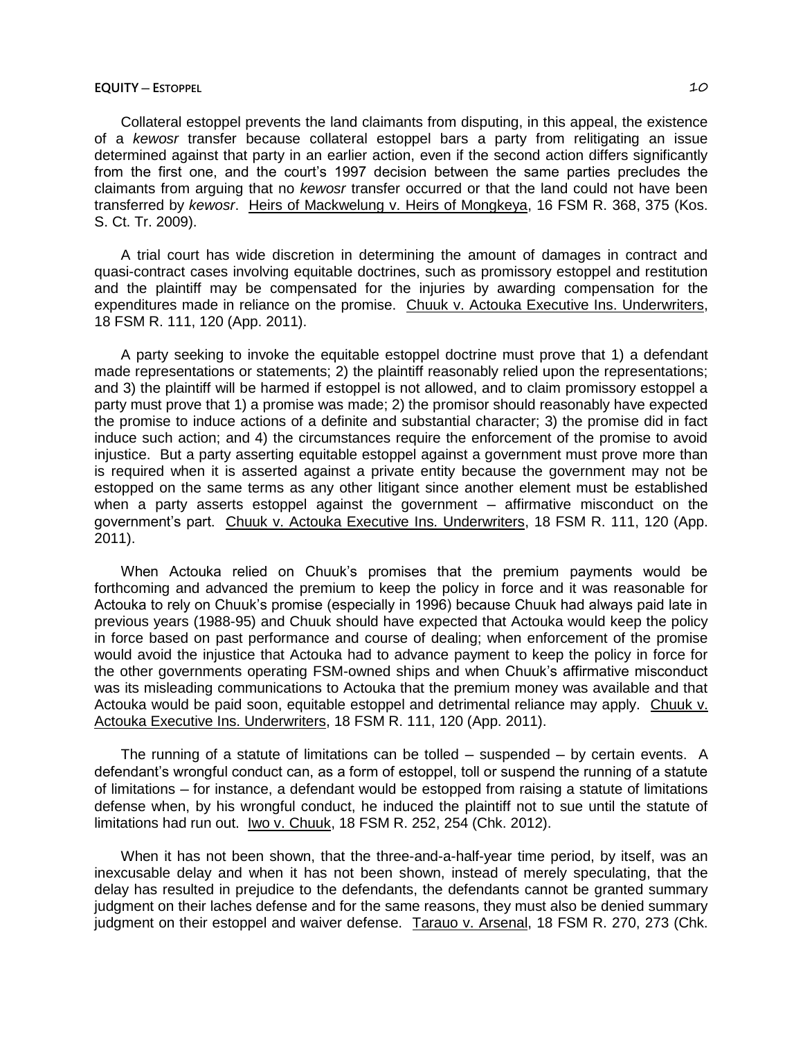Collateral estoppel prevents the land claimants from disputing, in this appeal, the existence of a *kewosr* transfer because collateral estoppel bars a party from relitigating an issue determined against that party in an earlier action, even if the second action differs significantly from the first one, and the court's 1997 decision between the same parties precludes the claimants from arguing that no *kewosr* transfer occurred or that the land could not have been transferred by *kewosr*. Heirs of Mackwelung v. Heirs of Mongkeya, 16 FSM R. 368, 375 (Kos. S. Ct. Tr. 2009).

A trial court has wide discretion in determining the amount of damages in contract and quasi-contract cases involving equitable doctrines, such as promissory estoppel and restitution and the plaintiff may be compensated for the injuries by awarding compensation for the expenditures made in reliance on the promise. Chuuk v. Actouka Executive Ins. Underwriters, 18 FSM R. 111, 120 (App. 2011).

A party seeking to invoke the equitable estoppel doctrine must prove that 1) a defendant made representations or statements; 2) the plaintiff reasonably relied upon the representations; and 3) the plaintiff will be harmed if estoppel is not allowed, and to claim promissory estoppel a party must prove that 1) a promise was made; 2) the promisor should reasonably have expected the promise to induce actions of a definite and substantial character; 3) the promise did in fact induce such action; and 4) the circumstances require the enforcement of the promise to avoid injustice. But a party asserting equitable estoppel against a government must prove more than is required when it is asserted against a private entity because the government may not be estopped on the same terms as any other litigant since another element must be established when a party asserts estoppel against the government – affirmative misconduct on the government's part. Chuuk v. Actouka Executive Ins. Underwriters, 18 FSM R. 111, 120 (App. 2011).

When Actouka relied on Chuuk's promises that the premium payments would be forthcoming and advanced the premium to keep the policy in force and it was reasonable for Actouka to rely on Chuuk's promise (especially in 1996) because Chuuk had always paid late in previous years (1988-95) and Chuuk should have expected that Actouka would keep the policy in force based on past performance and course of dealing; when enforcement of the promise would avoid the injustice that Actouka had to advance payment to keep the policy in force for the other governments operating FSM-owned ships and when Chuuk's affirmative misconduct was its misleading communications to Actouka that the premium money was available and that Actouka would be paid soon, equitable estoppel and detrimental reliance may apply. Chuuk v. Actouka Executive Ins. Underwriters, 18 FSM R. 111, 120 (App. 2011).

The running of a statute of limitations can be tolled – suspended – by certain events. A defendant's wrongful conduct can, as a form of estoppel, toll or suspend the running of a statute of limitations – for instance, a defendant would be estopped from raising a statute of limitations defense when, by his wrongful conduct, he induced the plaintiff not to sue until the statute of limitations had run out. Iwo v. Chuuk, 18 FSM R. 252, 254 (Chk. 2012).

When it has not been shown, that the three-and-a-half-year time period, by itself, was an inexcusable delay and when it has not been shown, instead of merely speculating, that the delay has resulted in prejudice to the defendants, the defendants cannot be granted summary judgment on their laches defense and for the same reasons, they must also be denied summary judgment on their estoppel and waiver defense. Tarauo v. Arsenal, 18 FSM R. 270, 273 (Chk.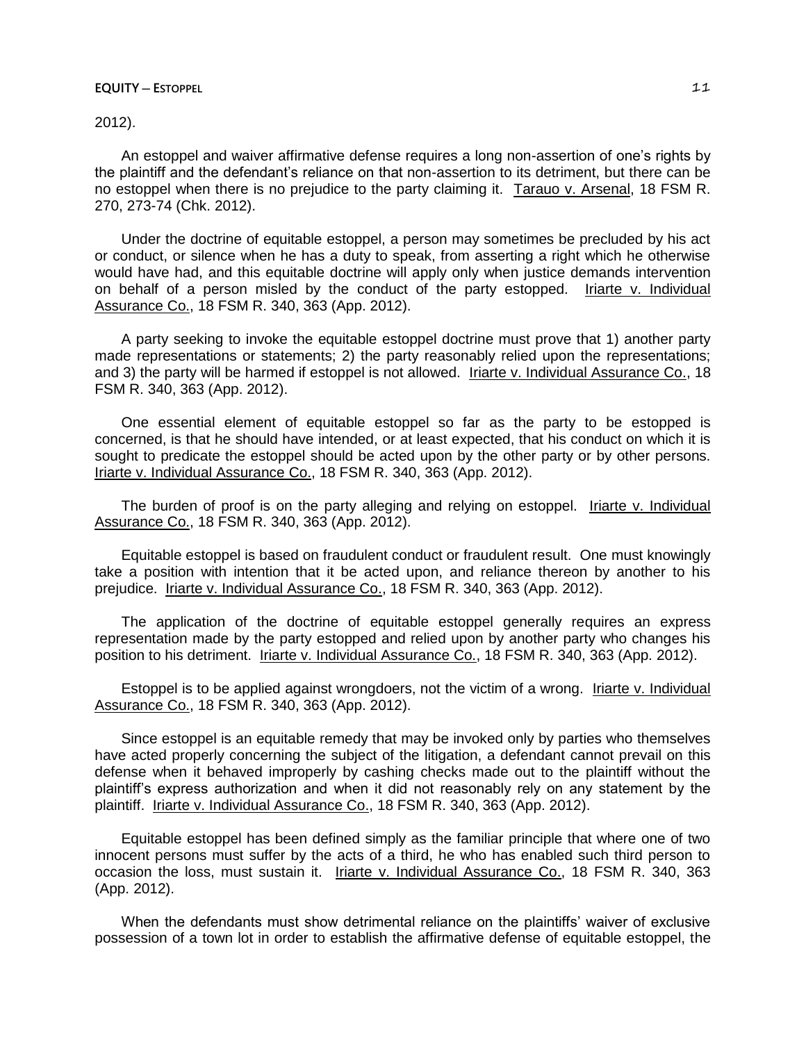2012).

An estoppel and waiver affirmative defense requires a long non-assertion of one's rights by the plaintiff and the defendant's reliance on that non-assertion to its detriment, but there can be no estoppel when there is no prejudice to the party claiming it. Tarauo v. Arsenal, 18 FSM R. 270, 273-74 (Chk. 2012).

Under the doctrine of equitable estoppel, a person may sometimes be precluded by his act or conduct, or silence when he has a duty to speak, from asserting a right which he otherwise would have had, and this equitable doctrine will apply only when justice demands intervention on behalf of a person misled by the conduct of the party estopped. Iriarte v. Individual Assurance Co., 18 FSM R. 340, 363 (App. 2012).

A party seeking to invoke the equitable estoppel doctrine must prove that 1) another party made representations or statements; 2) the party reasonably relied upon the representations; and 3) the party will be harmed if estoppel is not allowed. Iriarte v. Individual Assurance Co., 18 FSM R. 340, 363 (App. 2012).

One essential element of equitable estoppel so far as the party to be estopped is concerned, is that he should have intended, or at least expected, that his conduct on which it is sought to predicate the estoppel should be acted upon by the other party or by other persons. Iriarte v. Individual Assurance Co., 18 FSM R. 340, 363 (App. 2012).

The burden of proof is on the party alleging and relying on estoppel. Iriarte v. Individual Assurance Co., 18 FSM R. 340, 363 (App. 2012).

Equitable estoppel is based on fraudulent conduct or fraudulent result. One must knowingly take a position with intention that it be acted upon, and reliance thereon by another to his prejudice. Iriarte v. Individual Assurance Co., 18 FSM R. 340, 363 (App. 2012).

The application of the doctrine of equitable estoppel generally requires an express representation made by the party estopped and relied upon by another party who changes his position to his detriment. Iriarte v. Individual Assurance Co., 18 FSM R. 340, 363 (App. 2012).

Estoppel is to be applied against wrongdoers, not the victim of a wrong. Iriarte v. Individual Assurance Co., 18 FSM R. 340, 363 (App. 2012).

Since estoppel is an equitable remedy that may be invoked only by parties who themselves have acted properly concerning the subject of the litigation, a defendant cannot prevail on this defense when it behaved improperly by cashing checks made out to the plaintiff without the plaintiff's express authorization and when it did not reasonably rely on any statement by the plaintiff. Iriarte v. Individual Assurance Co., 18 FSM R. 340, 363 (App. 2012).

Equitable estoppel has been defined simply as the familiar principle that where one of two innocent persons must suffer by the acts of a third, he who has enabled such third person to occasion the loss, must sustain it. Iriarte v. Individual Assurance Co., 18 FSM R. 340, 363 (App. 2012).

When the defendants must show detrimental reliance on the plaintiffs' waiver of exclusive possession of a town lot in order to establish the affirmative defense of equitable estoppel, the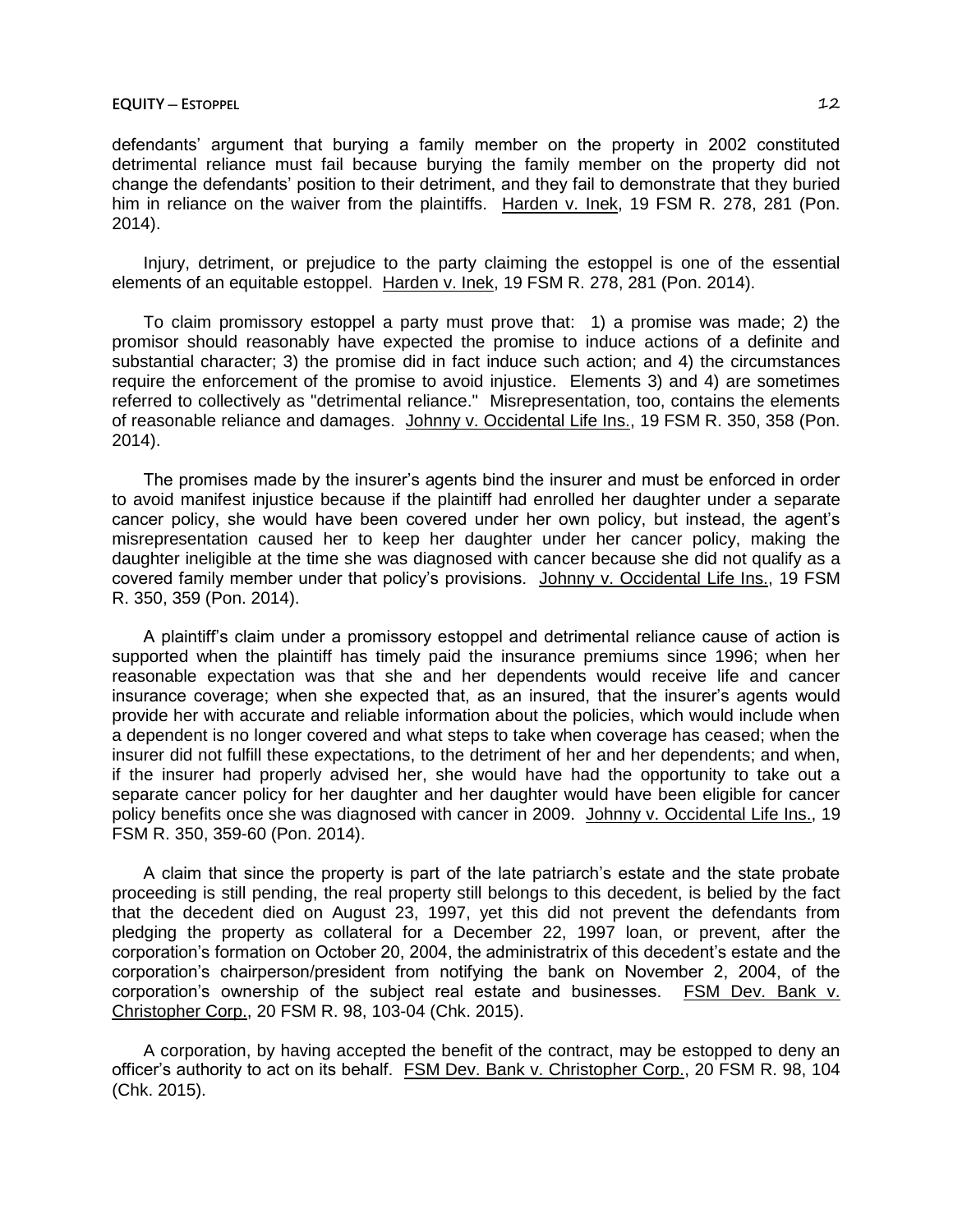defendants' argument that burying a family member on the property in 2002 constituted detrimental reliance must fail because burying the family member on the property did not change the defendants' position to their detriment, and they fail to demonstrate that they buried him in reliance on the waiver from the plaintiffs. Harden v. Inek, 19 FSM R. 278, 281 (Pon. 2014).

Injury, detriment, or prejudice to the party claiming the estoppel is one of the essential elements of an equitable estoppel. Harden v. Inek, 19 FSM R. 278, 281 (Pon. 2014).

To claim promissory estoppel a party must prove that: 1) a promise was made; 2) the promisor should reasonably have expected the promise to induce actions of a definite and substantial character; 3) the promise did in fact induce such action; and 4) the circumstances require the enforcement of the promise to avoid injustice. Elements 3) and 4) are sometimes referred to collectively as "detrimental reliance." Misrepresentation, too, contains the elements of reasonable reliance and damages. Johnny v. Occidental Life Ins., 19 FSM R. 350, 358 (Pon. 2014).

The promises made by the insurer's agents bind the insurer and must be enforced in order to avoid manifest injustice because if the plaintiff had enrolled her daughter under a separate cancer policy, she would have been covered under her own policy, but instead, the agent's misrepresentation caused her to keep her daughter under her cancer policy, making the daughter ineligible at the time she was diagnosed with cancer because she did not qualify as a covered family member under that policy's provisions. Johnny v. Occidental Life Ins., 19 FSM R. 350, 359 (Pon. 2014).

A plaintiff's claim under a promissory estoppel and detrimental reliance cause of action is supported when the plaintiff has timely paid the insurance premiums since 1996; when her reasonable expectation was that she and her dependents would receive life and cancer insurance coverage; when she expected that, as an insured, that the insurer's agents would provide her with accurate and reliable information about the policies, which would include when a dependent is no longer covered and what steps to take when coverage has ceased; when the insurer did not fulfill these expectations, to the detriment of her and her dependents; and when, if the insurer had properly advised her, she would have had the opportunity to take out a separate cancer policy for her daughter and her daughter would have been eligible for cancer policy benefits once she was diagnosed with cancer in 2009. Johnny v. Occidental Life Ins., 19 FSM R. 350, 359-60 (Pon. 2014).

A claim that since the property is part of the late patriarch's estate and the state probate proceeding is still pending, the real property still belongs to this decedent, is belied by the fact that the decedent died on August 23, 1997, yet this did not prevent the defendants from pledging the property as collateral for a December 22, 1997 loan, or prevent, after the corporation's formation on October 20, 2004, the administratrix of this decedent's estate and the corporation's chairperson/president from notifying the bank on November 2, 2004, of the corporation's ownership of the subject real estate and businesses. FSM Dev. Bank v. Christopher Corp., 20 FSM R. 98, 103-04 (Chk. 2015).

A corporation, by having accepted the benefit of the contract, may be estopped to deny an officer's authority to act on its behalf. FSM Dev. Bank v. Christopher Corp., 20 FSM R. 98, 104 (Chk. 2015).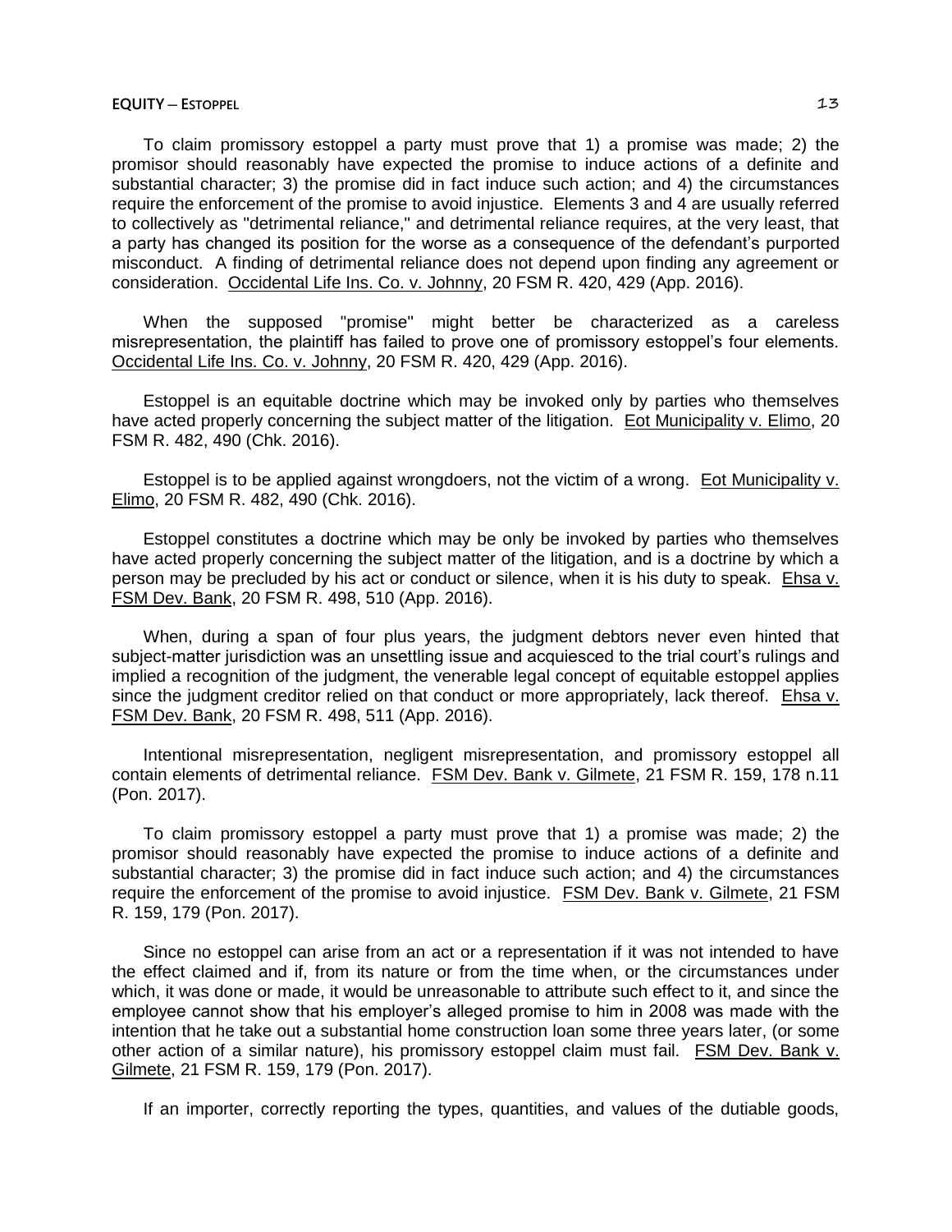To claim promissory estoppel a party must prove that 1) a promise was made; 2) the promisor should reasonably have expected the promise to induce actions of a definite and substantial character; 3) the promise did in fact induce such action; and 4) the circumstances require the enforcement of the promise to avoid injustice. Elements 3 and 4 are usually referred to collectively as "detrimental reliance," and detrimental reliance requires, at the very least, that a party has changed its position for the worse as a consequence of the defendant's purported misconduct. A finding of detrimental reliance does not depend upon finding any agreement or consideration. Occidental Life Ins. Co. v. Johnny, 20 FSM R. 420, 429 (App. 2016).

When the supposed "promise" might better be characterized as a careless misrepresentation, the plaintiff has failed to prove one of promissory estoppel's four elements. Occidental Life Ins. Co. v. Johnny, 20 FSM R. 420, 429 (App. 2016).

Estoppel is an equitable doctrine which may be invoked only by parties who themselves have acted properly concerning the subject matter of the litigation. Eot Municipality v. Elimo, 20 FSM R. 482, 490 (Chk. 2016).

Estoppel is to be applied against wrongdoers, not the victim of a wrong. Eot Municipality v. Elimo, 20 FSM R. 482, 490 (Chk. 2016).

Estoppel constitutes a doctrine which may be only be invoked by parties who themselves have acted properly concerning the subject matter of the litigation, and is a doctrine by which a person may be precluded by his act or conduct or silence, when it is his duty to speak. Ehsa v. FSM Dev. Bank, 20 FSM R. 498, 510 (App. 2016).

When, during a span of four plus years, the judgment debtors never even hinted that subject-matter jurisdiction was an unsettling issue and acquiesced to the trial court's rulings and implied a recognition of the judgment, the venerable legal concept of equitable estoppel applies since the judgment creditor relied on that conduct or more appropriately, lack thereof. Ehsa v. FSM Dev. Bank, 20 FSM R. 498, 511 (App. 2016).

Intentional misrepresentation, negligent misrepresentation, and promissory estoppel all contain elements of detrimental reliance. FSM Dev. Bank v. Gilmete, 21 FSM R. 159, 178 n.11 (Pon. 2017).

To claim promissory estoppel a party must prove that 1) a promise was made; 2) the promisor should reasonably have expected the promise to induce actions of a definite and substantial character; 3) the promise did in fact induce such action; and 4) the circumstances require the enforcement of the promise to avoid injustice. FSM Dev. Bank v. Gilmete, 21 FSM R. 159, 179 (Pon. 2017).

Since no estoppel can arise from an act or a representation if it was not intended to have the effect claimed and if, from its nature or from the time when, or the circumstances under which, it was done or made, it would be unreasonable to attribute such effect to it, and since the employee cannot show that his employer's alleged promise to him in 2008 was made with the intention that he take out a substantial home construction loan some three years later, (or some other action of a similar nature), his promissory estoppel claim must fail. FSM Dev. Bank v. Gilmete, 21 FSM R. 159, 179 (Pon. 2017).

If an importer, correctly reporting the types, quantities, and values of the dutiable goods,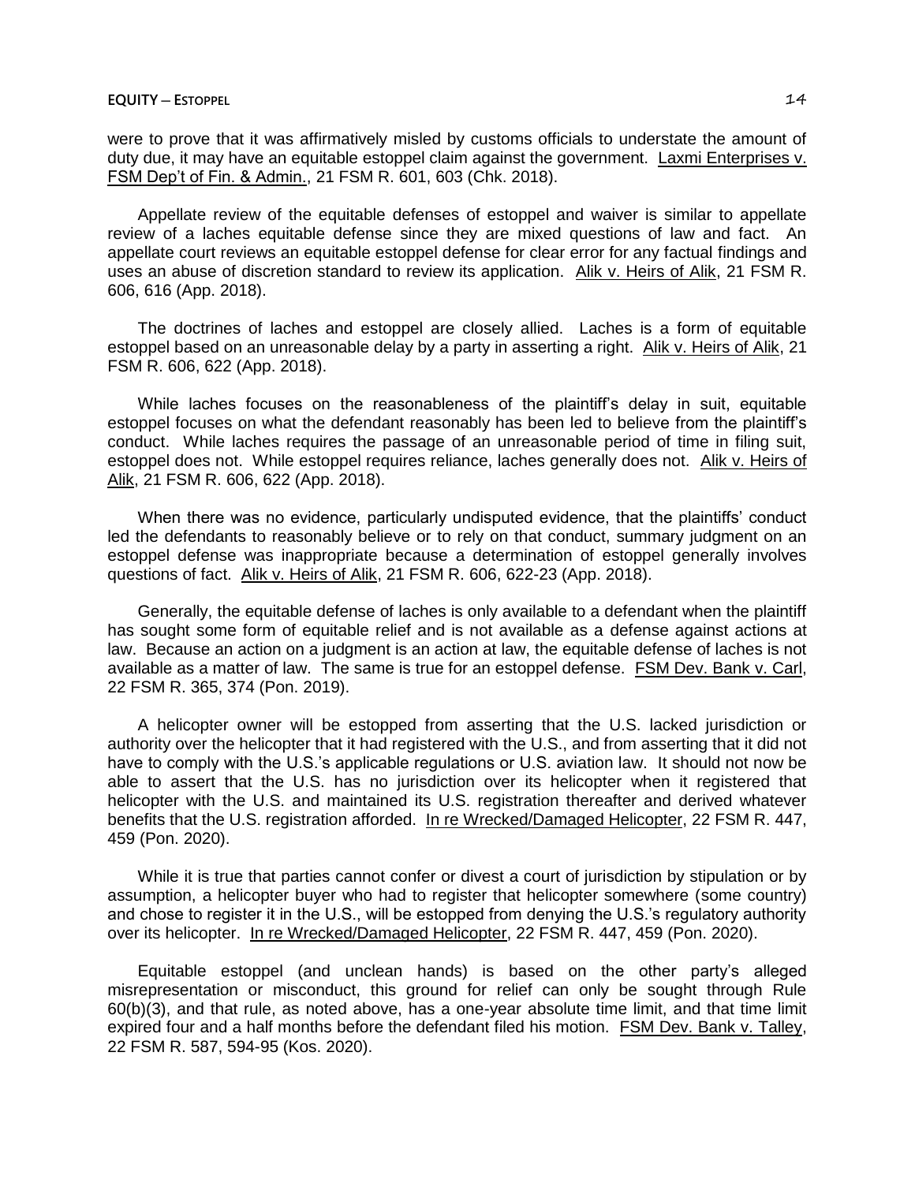were to prove that it was affirmatively misled by customs officials to understate the amount of duty due, it may have an equitable estoppel claim against the government. Laxmi Enterprises v. FSM Dep't of Fin. & Admin., 21 FSM R. 601, 603 (Chk. 2018).

Appellate review of the equitable defenses of estoppel and waiver is similar to appellate review of a laches equitable defense since they are mixed questions of law and fact. An appellate court reviews an equitable estoppel defense for clear error for any factual findings and uses an abuse of discretion standard to review its application. Alik v. Heirs of Alik, 21 FSM R. 606, 616 (App. 2018).

The doctrines of laches and estoppel are closely allied. Laches is a form of equitable estoppel based on an unreasonable delay by a party in asserting a right. Alik v. Heirs of Alik, 21 FSM R. 606, 622 (App. 2018).

While laches focuses on the reasonableness of the plaintiff's delay in suit, equitable estoppel focuses on what the defendant reasonably has been led to believe from the plaintiff's conduct. While laches requires the passage of an unreasonable period of time in filing suit, estoppel does not. While estoppel requires reliance, laches generally does not. Alik v. Heirs of Alik, 21 FSM R. 606, 622 (App. 2018).

When there was no evidence, particularly undisputed evidence, that the plaintiffs' conduct led the defendants to reasonably believe or to rely on that conduct, summary judgment on an estoppel defense was inappropriate because a determination of estoppel generally involves questions of fact. Alik v. Heirs of Alik, 21 FSM R. 606, 622-23 (App. 2018).

Generally, the equitable defense of laches is only available to a defendant when the plaintiff has sought some form of equitable relief and is not available as a defense against actions at law. Because an action on a judgment is an action at law, the equitable defense of laches is not available as a matter of law. The same is true for an estoppel defense. FSM Dev. Bank v. Carl, 22 FSM R. 365, 374 (Pon. 2019).

A helicopter owner will be estopped from asserting that the U.S. lacked jurisdiction or authority over the helicopter that it had registered with the U.S., and from asserting that it did not have to comply with the U.S.'s applicable regulations or U.S. aviation law. It should not now be able to assert that the U.S. has no jurisdiction over its helicopter when it registered that helicopter with the U.S. and maintained its U.S. registration thereafter and derived whatever benefits that the U.S. registration afforded. In re Wrecked/Damaged Helicopter, 22 FSM R. 447, 459 (Pon. 2020).

While it is true that parties cannot confer or divest a court of jurisdiction by stipulation or by assumption, a helicopter buyer who had to register that helicopter somewhere (some country) and chose to register it in the U.S., will be estopped from denying the U.S.'s regulatory authority over its helicopter. In re Wrecked/Damaged Helicopter, 22 FSM R. 447, 459 (Pon. 2020).

Equitable estoppel (and unclean hands) is based on the other party's alleged misrepresentation or misconduct, this ground for relief can only be sought through Rule 60(b)(3), and that rule, as noted above, has a one-year absolute time limit, and that time limit expired four and a half months before the defendant filed his motion. FSM Dev. Bank v. Talley, 22 FSM R. 587, 594-95 (Kos. 2020).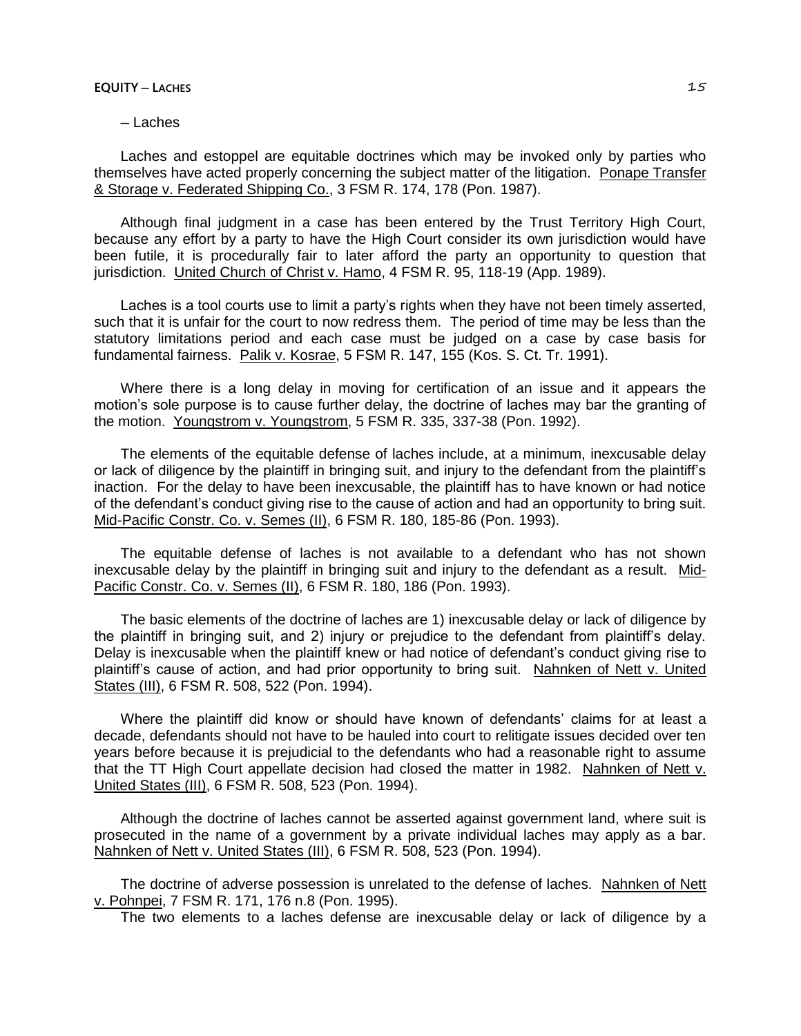– Laches

Laches and estoppel are equitable doctrines which may be invoked only by parties who themselves have acted properly concerning the subject matter of the litigation. Ponape Transfer & Storage v. Federated Shipping Co., 3 FSM R. 174, 178 (Pon. 1987).

Although final judgment in a case has been entered by the Trust Territory High Court, because any effort by a party to have the High Court consider its own jurisdiction would have been futile, it is procedurally fair to later afford the party an opportunity to question that jurisdiction. United Church of Christ v. Hamo, 4 FSM R. 95, 118-19 (App. 1989).

Laches is a tool courts use to limit a party's rights when they have not been timely asserted, such that it is unfair for the court to now redress them. The period of time may be less than the statutory limitations period and each case must be judged on a case by case basis for fundamental fairness. Palik v. Kosrae, 5 FSM R. 147, 155 (Kos. S. Ct. Tr. 1991).

Where there is a long delay in moving for certification of an issue and it appears the motion's sole purpose is to cause further delay, the doctrine of laches may bar the granting of the motion. Youngstrom v. Youngstrom, 5 FSM R. 335, 337-38 (Pon. 1992).

The elements of the equitable defense of laches include, at a minimum, inexcusable delay or lack of diligence by the plaintiff in bringing suit, and injury to the defendant from the plaintiff's inaction. For the delay to have been inexcusable, the plaintiff has to have known or had notice of the defendant's conduct giving rise to the cause of action and had an opportunity to bring suit. Mid-Pacific Constr. Co. v. Semes (II), 6 FSM R. 180, 185-86 (Pon. 1993).

The equitable defense of laches is not available to a defendant who has not shown inexcusable delay by the plaintiff in bringing suit and injury to the defendant as a result. Mid-Pacific Constr. Co. v. Semes (II), 6 FSM R. 180, 186 (Pon. 1993).

The basic elements of the doctrine of laches are 1) inexcusable delay or lack of diligence by the plaintiff in bringing suit, and 2) injury or prejudice to the defendant from plaintiff's delay. Delay is inexcusable when the plaintiff knew or had notice of defendant's conduct giving rise to plaintiff's cause of action, and had prior opportunity to bring suit. Nahnken of Nett v. United States (III), 6 FSM R. 508, 522 (Pon. 1994).

Where the plaintiff did know or should have known of defendants' claims for at least a decade, defendants should not have to be hauled into court to relitigate issues decided over ten years before because it is prejudicial to the defendants who had a reasonable right to assume that the TT High Court appellate decision had closed the matter in 1982. Nahnken of Nett v. United States (III), 6 FSM R. 508, 523 (Pon. 1994).

Although the doctrine of laches cannot be asserted against government land, where suit is prosecuted in the name of a government by a private individual laches may apply as a bar. Nahnken of Nett v. United States (III), 6 FSM R. 508, 523 (Pon. 1994).

The doctrine of adverse possession is unrelated to the defense of laches. Nahnken of Nett v. Pohnpei, 7 FSM R. 171, 176 n.8 (Pon. 1995).

The two elements to a laches defense are inexcusable delay or lack of diligence by a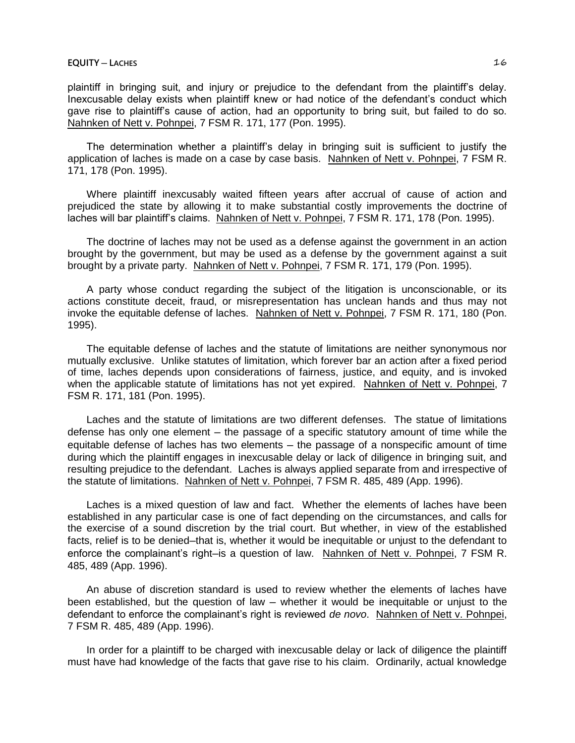plaintiff in bringing suit, and injury or prejudice to the defendant from the plaintiff's delay. Inexcusable delay exists when plaintiff knew or had notice of the defendant's conduct which gave rise to plaintiff's cause of action, had an opportunity to bring suit, but failed to do so. Nahnken of Nett v. Pohnpei, 7 FSM R. 171, 177 (Pon. 1995).

The determination whether a plaintiff's delay in bringing suit is sufficient to justify the application of laches is made on a case by case basis. Nahnken of Nett v. Pohnpei, 7 FSM R. 171, 178 (Pon. 1995).

Where plaintiff inexcusably waited fifteen years after accrual of cause of action and prejudiced the state by allowing it to make substantial costly improvements the doctrine of laches will bar plaintiff's claims. Nahnken of Nett v. Pohnpei, 7 FSM R. 171, 178 (Pon. 1995).

The doctrine of laches may not be used as a defense against the government in an action brought by the government, but may be used as a defense by the government against a suit brought by a private party. Nahnken of Nett v. Pohnpei, 7 FSM R. 171, 179 (Pon. 1995).

A party whose conduct regarding the subject of the litigation is unconscionable, or its actions constitute deceit, fraud, or misrepresentation has unclean hands and thus may not invoke the equitable defense of laches. Nahnken of Nett v. Pohnpei, 7 FSM R. 171, 180 (Pon. 1995).

The equitable defense of laches and the statute of limitations are neither synonymous nor mutually exclusive. Unlike statutes of limitation, which forever bar an action after a fixed period of time, laches depends upon considerations of fairness, justice, and equity, and is invoked when the applicable statute of limitations has not yet expired. Nahnken of Nett v. Pohnpei, 7 FSM R. 171, 181 (Pon. 1995).

Laches and the statute of limitations are two different defenses. The statue of limitations defense has only one element – the passage of a specific statutory amount of time while the equitable defense of laches has two elements – the passage of a nonspecific amount of time during which the plaintiff engages in inexcusable delay or lack of diligence in bringing suit, and resulting prejudice to the defendant. Laches is always applied separate from and irrespective of the statute of limitations. Nahnken of Nett v. Pohnpei, 7 FSM R. 485, 489 (App. 1996).

Laches is a mixed question of law and fact. Whether the elements of laches have been established in any particular case is one of fact depending on the circumstances, and calls for the exercise of a sound discretion by the trial court. But whether, in view of the established facts, relief is to be denied–that is, whether it would be inequitable or unjust to the defendant to enforce the complainant's right–is a question of law. Nahnken of Nett v. Pohnpei, 7 FSM R. 485, 489 (App. 1996).

An abuse of discretion standard is used to review whether the elements of laches have been established, but the question of law – whether it would be inequitable or unjust to the defendant to enforce the complainant's right is reviewed *de novo*. Nahnken of Nett v. Pohnpei, 7 FSM R. 485, 489 (App. 1996).

In order for a plaintiff to be charged with inexcusable delay or lack of diligence the plaintiff must have had knowledge of the facts that gave rise to his claim. Ordinarily, actual knowledge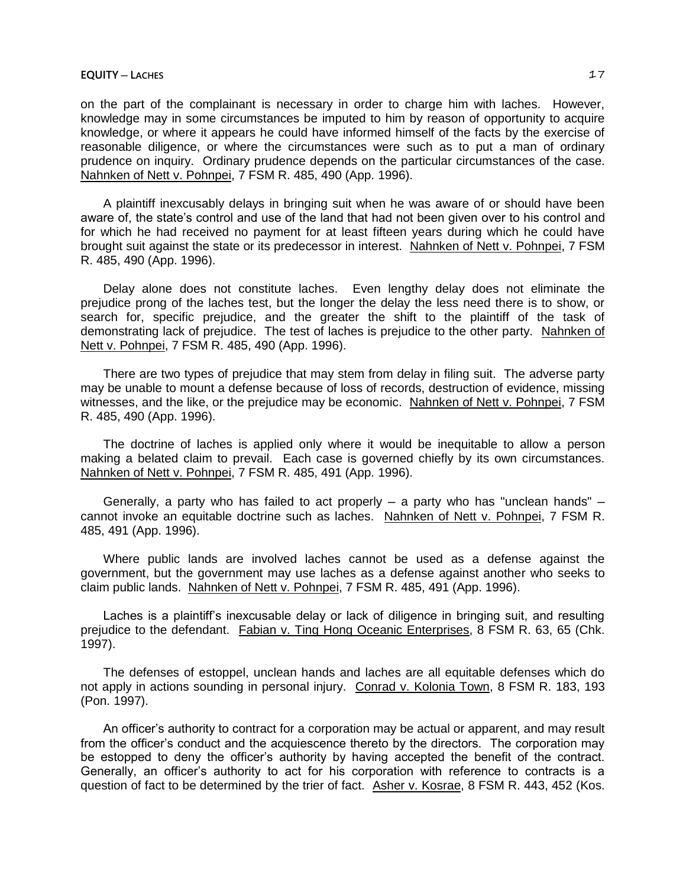on the part of the complainant is necessary in order to charge him with laches. However, knowledge may in some circumstances be imputed to him by reason of opportunity to acquire knowledge, or where it appears he could have informed himself of the facts by the exercise of reasonable diligence, or where the circumstances were such as to put a man of ordinary prudence on inquiry. Ordinary prudence depends on the particular circumstances of the case. Nahnken of Nett v. Pohnpei, 7 FSM R. 485, 490 (App. 1996).

A plaintiff inexcusably delays in bringing suit when he was aware of or should have been aware of, the state's control and use of the land that had not been given over to his control and for which he had received no payment for at least fifteen years during which he could have brought suit against the state or its predecessor in interest. Nahnken of Nett v. Pohnpei, 7 FSM R. 485, 490 (App. 1996).

Delay alone does not constitute laches. Even lengthy delay does not eliminate the prejudice prong of the laches test, but the longer the delay the less need there is to show, or search for, specific prejudice, and the greater the shift to the plaintiff of the task of demonstrating lack of prejudice. The test of laches is prejudice to the other party. Nahnken of Nett v. Pohnpei, 7 FSM R. 485, 490 (App. 1996).

There are two types of prejudice that may stem from delay in filing suit. The adverse party may be unable to mount a defense because of loss of records, destruction of evidence, missing witnesses, and the like, or the prejudice may be economic. Nahnken of Nett v. Pohnpei, 7 FSM R. 485, 490 (App. 1996).

The doctrine of laches is applied only where it would be inequitable to allow a person making a belated claim to prevail. Each case is governed chiefly by its own circumstances. Nahnken of Nett v. Pohnpei, 7 FSM R. 485, 491 (App. 1996).

Generally, a party who has failed to act properly – a party who has "unclean hands" – cannot invoke an equitable doctrine such as laches. Nahnken of Nett v. Pohnpei, 7 FSM R. 485, 491 (App. 1996).

Where public lands are involved laches cannot be used as a defense against the government, but the government may use laches as a defense against another who seeks to claim public lands. Nahnken of Nett v. Pohnpei, 7 FSM R. 485, 491 (App. 1996).

Laches is a plaintiff's inexcusable delay or lack of diligence in bringing suit, and resulting prejudice to the defendant. Fabian v. Ting Hong Oceanic Enterprises, 8 FSM R. 63, 65 (Chk. 1997).

The defenses of estoppel, unclean hands and laches are all equitable defenses which do not apply in actions sounding in personal injury. Conrad v. Kolonia Town, 8 FSM R. 183, 193 (Pon. 1997).

An officer's authority to contract for a corporation may be actual or apparent, and may result from the officer's conduct and the acquiescence thereto by the directors. The corporation may be estopped to deny the officer's authority by having accepted the benefit of the contract. Generally, an officer's authority to act for his corporation with reference to contracts is a question of fact to be determined by the trier of fact. Asher v. Kosrae, 8 FSM R. 443, 452 (Kos.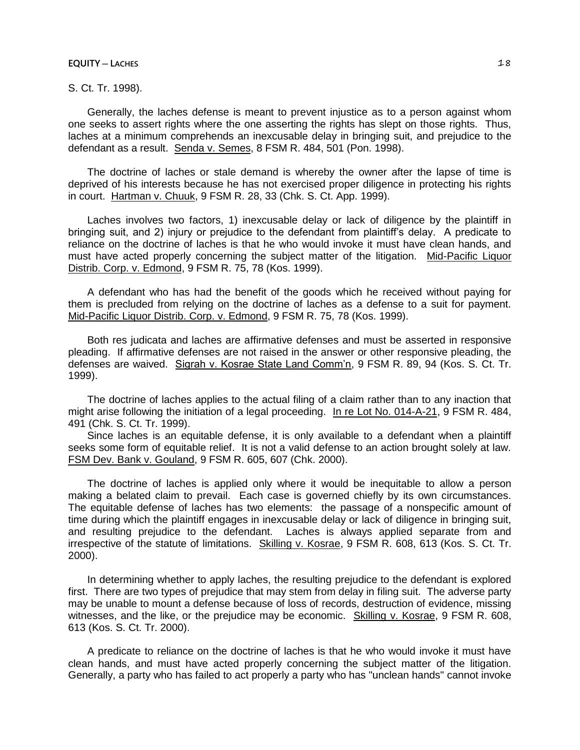S. Ct. Tr. 1998).

Generally, the laches defense is meant to prevent injustice as to a person against whom one seeks to assert rights where the one asserting the rights has slept on those rights. Thus, laches at a minimum comprehends an inexcusable delay in bringing suit, and prejudice to the defendant as a result. Senda v. Semes, 8 FSM R. 484, 501 (Pon. 1998).

The doctrine of laches or stale demand is whereby the owner after the lapse of time is deprived of his interests because he has not exercised proper diligence in protecting his rights in court. Hartman v. Chuuk, 9 FSM R. 28, 33 (Chk. S. Ct. App. 1999).

Laches involves two factors, 1) inexcusable delay or lack of diligence by the plaintiff in bringing suit, and 2) injury or prejudice to the defendant from plaintiff's delay. A predicate to reliance on the doctrine of laches is that he who would invoke it must have clean hands, and must have acted properly concerning the subject matter of the litigation. Mid-Pacific Liquor Distrib. Corp. v. Edmond, 9 FSM R. 75, 78 (Kos. 1999).

A defendant who has had the benefit of the goods which he received without paying for them is precluded from relying on the doctrine of laches as a defense to a suit for payment. Mid-Pacific Liquor Distrib. Corp. v. Edmond, 9 FSM R. 75, 78 (Kos. 1999).

Both res judicata and laches are affirmative defenses and must be asserted in responsive pleading. If affirmative defenses are not raised in the answer or other responsive pleading, the defenses are waived. Sigrah v. Kosrae State Land Comm'n, 9 FSM R. 89, 94 (Kos. S. Ct. Tr. 1999).

The doctrine of laches applies to the actual filing of a claim rather than to any inaction that might arise following the initiation of a legal proceeding. In re Lot No. 014-A-21, 9 FSM R. 484, 491 (Chk. S. Ct. Tr. 1999).

Since laches is an equitable defense, it is only available to a defendant when a plaintiff seeks some form of equitable relief. It is not a valid defense to an action brought solely at law. FSM Dev. Bank v. Gouland, 9 FSM R. 605, 607 (Chk. 2000).

The doctrine of laches is applied only where it would be inequitable to allow a person making a belated claim to prevail. Each case is governed chiefly by its own circumstances. The equitable defense of laches has two elements: the passage of a nonspecific amount of time during which the plaintiff engages in inexcusable delay or lack of diligence in bringing suit, and resulting prejudice to the defendant. Laches is always applied separate from and irrespective of the statute of limitations. Skilling v. Kosrae, 9 FSM R. 608, 613 (Kos. S. Ct. Tr. 2000).

In determining whether to apply laches, the resulting prejudice to the defendant is explored first. There are two types of prejudice that may stem from delay in filing suit. The adverse party may be unable to mount a defense because of loss of records, destruction of evidence, missing witnesses, and the like, or the prejudice may be economic. Skilling v. Kosrae, 9 FSM R. 608, 613 (Kos. S. Ct. Tr. 2000).

A predicate to reliance on the doctrine of laches is that he who would invoke it must have clean hands, and must have acted properly concerning the subject matter of the litigation. Generally, a party who has failed to act properly a party who has "unclean hands" cannot invoke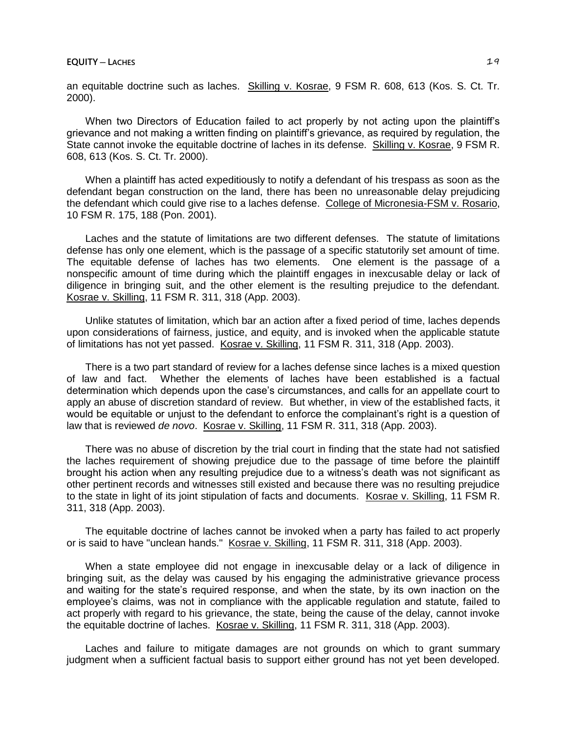an equitable doctrine such as laches. Skilling v. Kosrae, 9 FSM R. 608, 613 (Kos. S. Ct. Tr. 2000).

When two Directors of Education failed to act properly by not acting upon the plaintiff's grievance and not making a written finding on plaintiff's grievance, as required by regulation, the State cannot invoke the equitable doctrine of laches in its defense. Skilling v. Kosrae, 9 FSM R. 608, 613 (Kos. S. Ct. Tr. 2000).

When a plaintiff has acted expeditiously to notify a defendant of his trespass as soon as the defendant began construction on the land, there has been no unreasonable delay prejudicing the defendant which could give rise to a laches defense. College of Micronesia-FSM v. Rosario, 10 FSM R. 175, 188 (Pon. 2001).

Laches and the statute of limitations are two different defenses. The statute of limitations defense has only one element, which is the passage of a specific statutorily set amount of time. The equitable defense of laches has two elements. One element is the passage of a nonspecific amount of time during which the plaintiff engages in inexcusable delay or lack of diligence in bringing suit, and the other element is the resulting prejudice to the defendant. Kosrae v. Skilling, 11 FSM R. 311, 318 (App. 2003).

Unlike statutes of limitation, which bar an action after a fixed period of time, laches depends upon considerations of fairness, justice, and equity, and is invoked when the applicable statute of limitations has not yet passed. Kosrae v. Skilling, 11 FSM R. 311, 318 (App. 2003).

There is a two part standard of review for a laches defense since laches is a mixed question of law and fact. Whether the elements of laches have been established is a factual determination which depends upon the case's circumstances, and calls for an appellate court to apply an abuse of discretion standard of review. But whether, in view of the established facts, it would be equitable or unjust to the defendant to enforce the complainant's right is a question of law that is reviewed *de novo*. Kosrae v. Skilling, 11 FSM R. 311, 318 (App. 2003).

There was no abuse of discretion by the trial court in finding that the state had not satisfied the laches requirement of showing prejudice due to the passage of time before the plaintiff brought his action when any resulting prejudice due to a witness's death was not significant as other pertinent records and witnesses still existed and because there was no resulting prejudice to the state in light of its joint stipulation of facts and documents. Kosrae v. Skilling, 11 FSM R. 311, 318 (App. 2003).

The equitable doctrine of laches cannot be invoked when a party has failed to act properly or is said to have "unclean hands." Kosrae v. Skilling, 11 FSM R. 311, 318 (App. 2003).

When a state employee did not engage in inexcusable delay or a lack of diligence in bringing suit, as the delay was caused by his engaging the administrative grievance process and waiting for the state's required response, and when the state, by its own inaction on the employee's claims, was not in compliance with the applicable regulation and statute, failed to act properly with regard to his grievance, the state, being the cause of the delay, cannot invoke the equitable doctrine of laches. Kosrae v. Skilling, 11 FSM R. 311, 318 (App. 2003).

Laches and failure to mitigate damages are not grounds on which to grant summary judgment when a sufficient factual basis to support either ground has not yet been developed.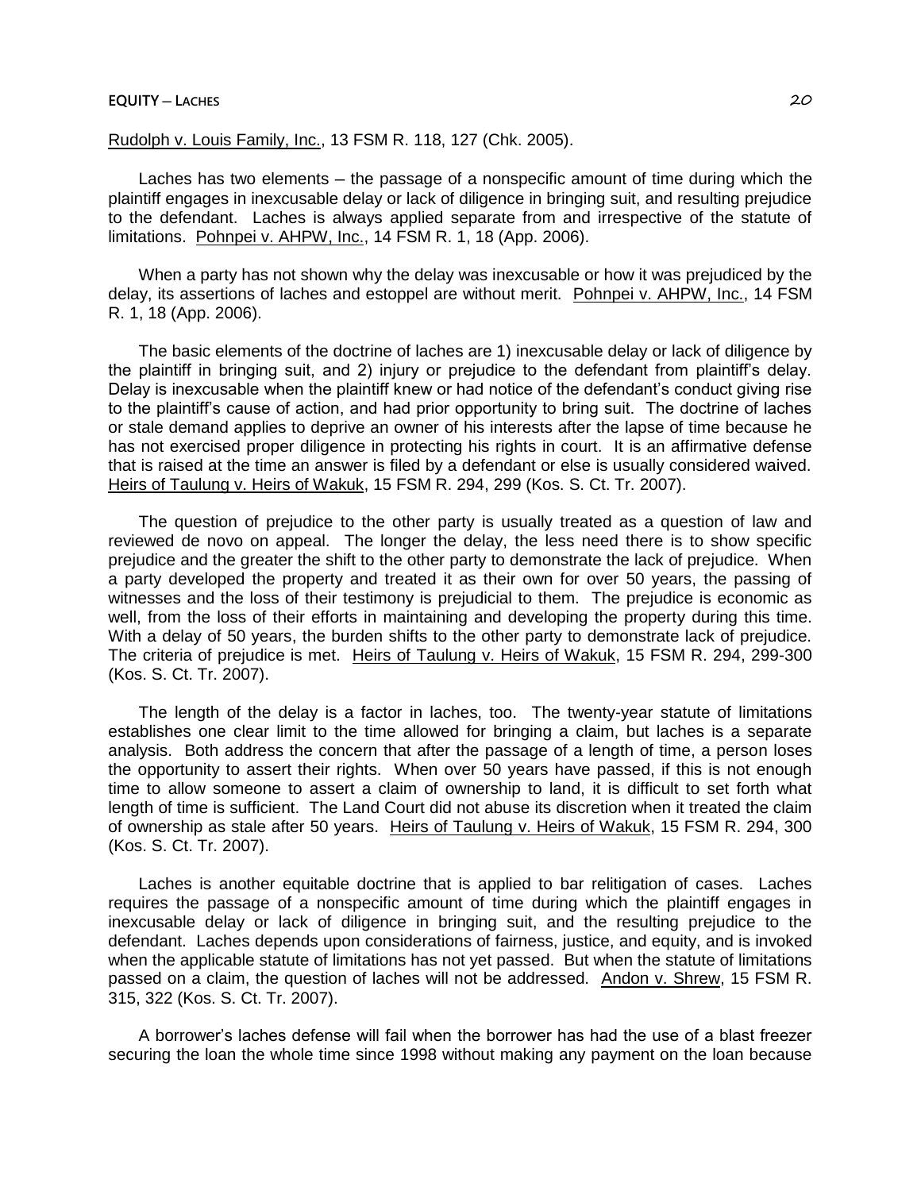Rudolph v. Louis Family, Inc., 13 FSM R. 118, 127 (Chk. 2005).

Laches has two elements – the passage of a nonspecific amount of time during which the plaintiff engages in inexcusable delay or lack of diligence in bringing suit, and resulting prejudice to the defendant. Laches is always applied separate from and irrespective of the statute of limitations. Pohnpei v. AHPW, Inc., 14 FSM R. 1, 18 (App. 2006).

When a party has not shown why the delay was inexcusable or how it was prejudiced by the delay, its assertions of laches and estoppel are without merit. Pohnpei v. AHPW, Inc., 14 FSM R. 1, 18 (App. 2006).

The basic elements of the doctrine of laches are 1) inexcusable delay or lack of diligence by the plaintiff in bringing suit, and 2) injury or prejudice to the defendant from plaintiff's delay. Delay is inexcusable when the plaintiff knew or had notice of the defendant's conduct giving rise to the plaintiff's cause of action, and had prior opportunity to bring suit. The doctrine of laches or stale demand applies to deprive an owner of his interests after the lapse of time because he has not exercised proper diligence in protecting his rights in court. It is an affirmative defense that is raised at the time an answer is filed by a defendant or else is usually considered waived. Heirs of Taulung v. Heirs of Wakuk, 15 FSM R. 294, 299 (Kos. S. Ct. Tr. 2007).

The question of prejudice to the other party is usually treated as a question of law and reviewed de novo on appeal. The longer the delay, the less need there is to show specific prejudice and the greater the shift to the other party to demonstrate the lack of prejudice. When a party developed the property and treated it as their own for over 50 years, the passing of witnesses and the loss of their testimony is prejudicial to them. The prejudice is economic as well, from the loss of their efforts in maintaining and developing the property during this time. With a delay of 50 years, the burden shifts to the other party to demonstrate lack of prejudice. The criteria of prejudice is met. Heirs of Taulung v. Heirs of Wakuk, 15 FSM R. 294, 299-300 (Kos. S. Ct. Tr. 2007).

The length of the delay is a factor in laches, too. The twenty-year statute of limitations establishes one clear limit to the time allowed for bringing a claim, but laches is a separate analysis. Both address the concern that after the passage of a length of time, a person loses the opportunity to assert their rights. When over 50 years have passed, if this is not enough time to allow someone to assert a claim of ownership to land, it is difficult to set forth what length of time is sufficient. The Land Court did not abuse its discretion when it treated the claim of ownership as stale after 50 years. Heirs of Taulung v. Heirs of Wakuk, 15 FSM R. 294, 300 (Kos. S. Ct. Tr. 2007).

Laches is another equitable doctrine that is applied to bar relitigation of cases. Laches requires the passage of a nonspecific amount of time during which the plaintiff engages in inexcusable delay or lack of diligence in bringing suit, and the resulting prejudice to the defendant. Laches depends upon considerations of fairness, justice, and equity, and is invoked when the applicable statute of limitations has not yet passed. But when the statute of limitations passed on a claim, the question of laches will not be addressed. Andon v. Shrew, 15 FSM R. 315, 322 (Kos. S. Ct. Tr. 2007).

A borrower's laches defense will fail when the borrower has had the use of a blast freezer securing the loan the whole time since 1998 without making any payment on the loan because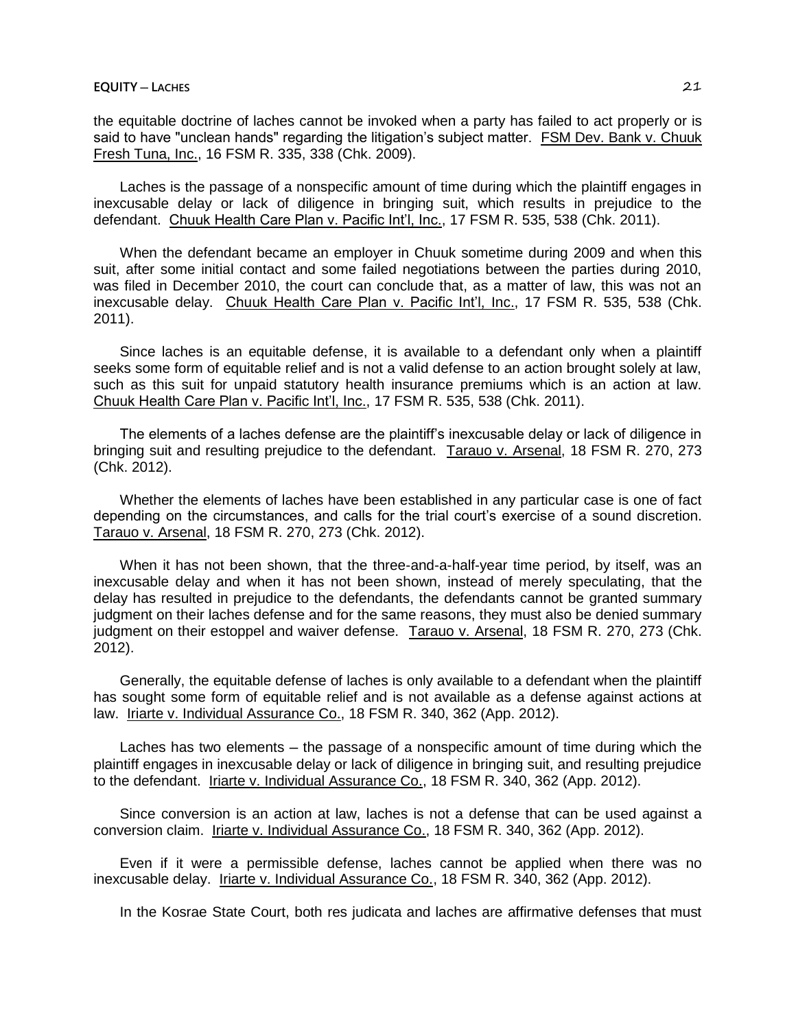the equitable doctrine of laches cannot be invoked when a party has failed to act properly or is said to have "unclean hands" regarding the litigation's subject matter. FSM Dev. Bank v. Chuuk Fresh Tuna, Inc., 16 FSM R. 335, 338 (Chk. 2009).

Laches is the passage of a nonspecific amount of time during which the plaintiff engages in inexcusable delay or lack of diligence in bringing suit, which results in prejudice to the defendant. Chuuk Health Care Plan v. Pacific Int'l, Inc., 17 FSM R. 535, 538 (Chk. 2011).

When the defendant became an employer in Chuuk sometime during 2009 and when this suit, after some initial contact and some failed negotiations between the parties during 2010, was filed in December 2010, the court can conclude that, as a matter of law, this was not an inexcusable delay. Chuuk Health Care Plan v. Pacific Int'l, Inc., 17 FSM R. 535, 538 (Chk. 2011).

Since laches is an equitable defense, it is available to a defendant only when a plaintiff seeks some form of equitable relief and is not a valid defense to an action brought solely at law, such as this suit for unpaid statutory health insurance premiums which is an action at law. Chuuk Health Care Plan v. Pacific Int'l, Inc., 17 FSM R. 535, 538 (Chk. 2011).

The elements of a laches defense are the plaintiff's inexcusable delay or lack of diligence in bringing suit and resulting prejudice to the defendant. Tarauo v. Arsenal, 18 FSM R. 270, 273 (Chk. 2012).

Whether the elements of laches have been established in any particular case is one of fact depending on the circumstances, and calls for the trial court's exercise of a sound discretion. Tarauo v. Arsenal, 18 FSM R. 270, 273 (Chk. 2012).

When it has not been shown, that the three-and-a-half-year time period, by itself, was an inexcusable delay and when it has not been shown, instead of merely speculating, that the delay has resulted in prejudice to the defendants, the defendants cannot be granted summary judgment on their laches defense and for the same reasons, they must also be denied summary judgment on their estoppel and waiver defense. Tarauo v. Arsenal, 18 FSM R. 270, 273 (Chk. 2012).

Generally, the equitable defense of laches is only available to a defendant when the plaintiff has sought some form of equitable relief and is not available as a defense against actions at law. Iriarte v. Individual Assurance Co., 18 FSM R. 340, 362 (App. 2012).

Laches has two elements – the passage of a nonspecific amount of time during which the plaintiff engages in inexcusable delay or lack of diligence in bringing suit, and resulting prejudice to the defendant. Iriarte v. Individual Assurance Co., 18 FSM R. 340, 362 (App. 2012).

Since conversion is an action at law, laches is not a defense that can be used against a conversion claim. Iriarte v. Individual Assurance Co., 18 FSM R. 340, 362 (App. 2012).

Even if it were a permissible defense, laches cannot be applied when there was no inexcusable delay. Iriarte v. Individual Assurance Co., 18 FSM R. 340, 362 (App. 2012).

In the Kosrae State Court, both res judicata and laches are affirmative defenses that must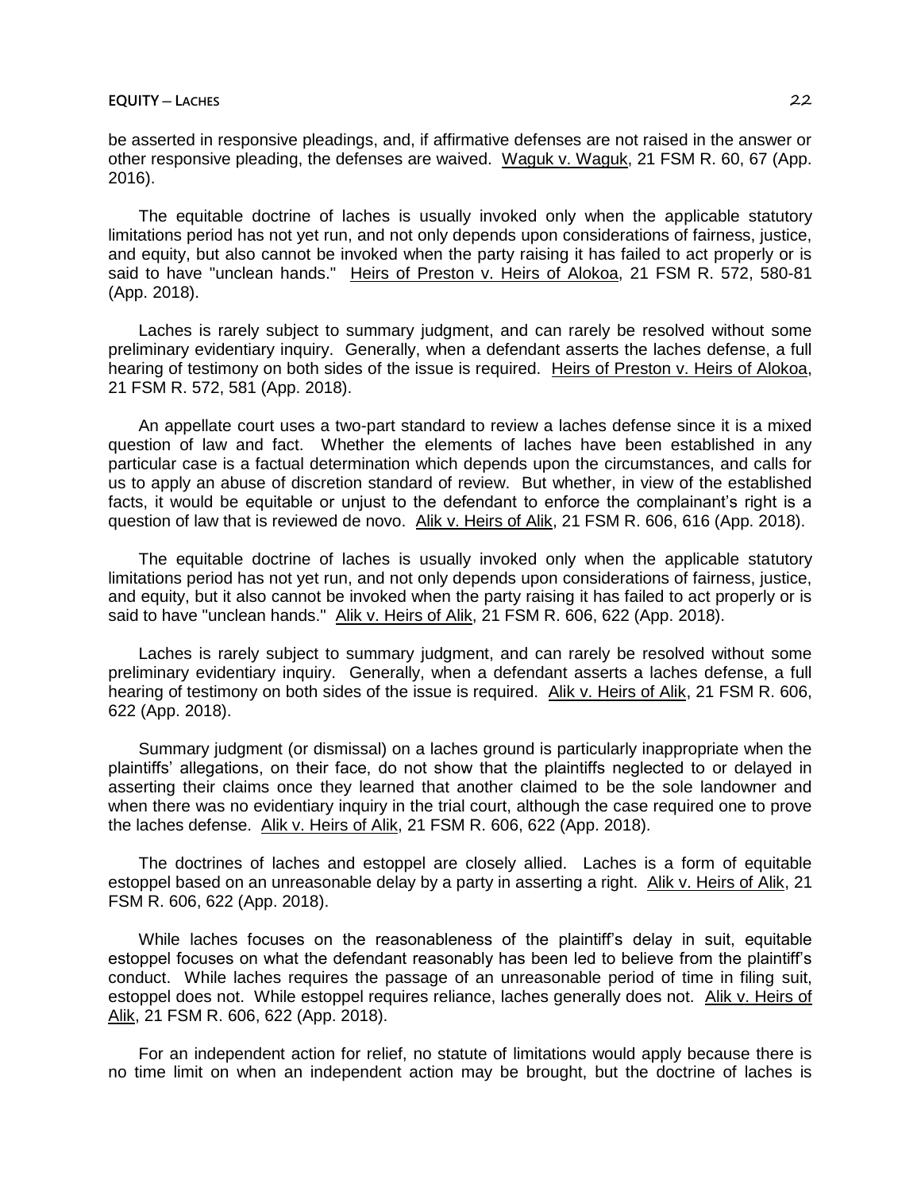be asserted in responsive pleadings, and, if affirmative defenses are not raised in the answer or other responsive pleading, the defenses are waived. Waguk v. Waguk, 21 FSM R. 60, 67 (App. 2016).

The equitable doctrine of laches is usually invoked only when the applicable statutory limitations period has not yet run, and not only depends upon considerations of fairness, justice, and equity, but also cannot be invoked when the party raising it has failed to act properly or is said to have "unclean hands." Heirs of Preston v. Heirs of Alokoa, 21 FSM R. 572, 580-81 (App. 2018).

Laches is rarely subject to summary judgment, and can rarely be resolved without some preliminary evidentiary inquiry. Generally, when a defendant asserts the laches defense, a full hearing of testimony on both sides of the issue is required. Heirs of Preston v. Heirs of Alokoa, 21 FSM R. 572, 581 (App. 2018).

An appellate court uses a two-part standard to review a laches defense since it is a mixed question of law and fact. Whether the elements of laches have been established in any particular case is a factual determination which depends upon the circumstances, and calls for us to apply an abuse of discretion standard of review. But whether, in view of the established facts, it would be equitable or unjust to the defendant to enforce the complainant's right is a question of law that is reviewed de novo. Alik v. Heirs of Alik, 21 FSM R. 606, 616 (App. 2018).

The equitable doctrine of laches is usually invoked only when the applicable statutory limitations period has not yet run, and not only depends upon considerations of fairness, justice, and equity, but it also cannot be invoked when the party raising it has failed to act properly or is said to have "unclean hands." Alik v. Heirs of Alik, 21 FSM R. 606, 622 (App. 2018).

Laches is rarely subject to summary judgment, and can rarely be resolved without some preliminary evidentiary inquiry. Generally, when a defendant asserts a laches defense, a full hearing of testimony on both sides of the issue is required. Alik v. Heirs of Alik, 21 FSM R. 606, 622 (App. 2018).

Summary judgment (or dismissal) on a laches ground is particularly inappropriate when the plaintiffs' allegations, on their face, do not show that the plaintiffs neglected to or delayed in asserting their claims once they learned that another claimed to be the sole landowner and when there was no evidentiary inquiry in the trial court, although the case required one to prove the laches defense. Alik v. Heirs of Alik, 21 FSM R. 606, 622 (App. 2018).

The doctrines of laches and estoppel are closely allied. Laches is a form of equitable estoppel based on an unreasonable delay by a party in asserting a right. Alik v. Heirs of Alik, 21 FSM R. 606, 622 (App. 2018).

While laches focuses on the reasonableness of the plaintiff's delay in suit, equitable estoppel focuses on what the defendant reasonably has been led to believe from the plaintiff's conduct. While laches requires the passage of an unreasonable period of time in filing suit, estoppel does not. While estoppel requires reliance, laches generally does not. Alik v. Heirs of Alik, 21 FSM R. 606, 622 (App. 2018).

For an independent action for relief, no statute of limitations would apply because there is no time limit on when an independent action may be brought, but the doctrine of laches is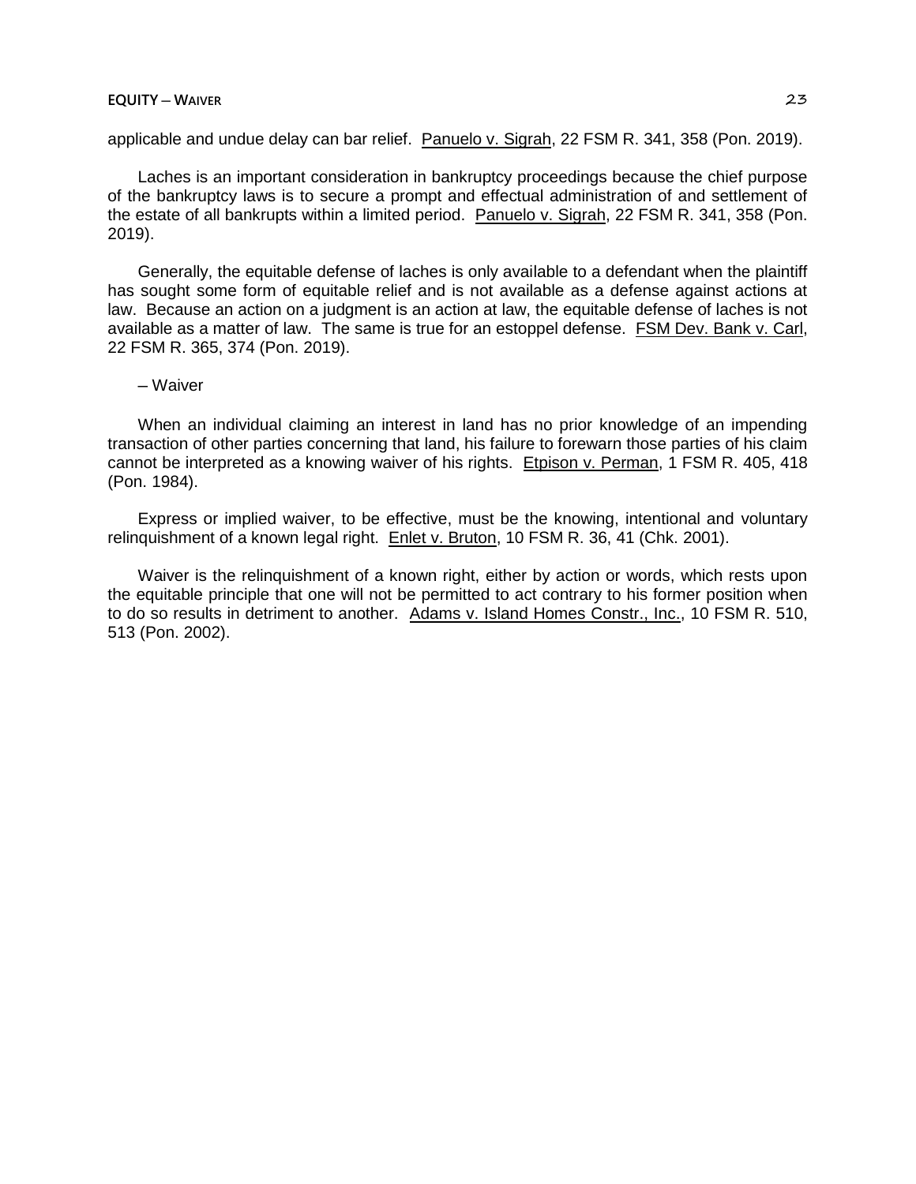applicable and undue delay can bar relief. Panuelo v. Sigrah, 22 FSM R. 341, 358 (Pon. 2019).

Laches is an important consideration in bankruptcy proceedings because the chief purpose of the bankruptcy laws is to secure a prompt and effectual administration of and settlement of the estate of all bankrupts within a limited period. Panuelo v. Sigrah, 22 FSM R. 341, 358 (Pon. 2019).

Generally, the equitable defense of laches is only available to a defendant when the plaintiff has sought some form of equitable relief and is not available as a defense against actions at law. Because an action on a judgment is an action at law, the equitable defense of laches is not available as a matter of law. The same is true for an estoppel defense. FSM Dev. Bank v. Carl, 22 FSM R. 365, 374 (Pon. 2019).

## – Waiver

When an individual claiming an interest in land has no prior knowledge of an impending transaction of other parties concerning that land, his failure to forewarn those parties of his claim cannot be interpreted as a knowing waiver of his rights. Etpison v. Perman, 1 FSM R. 405, 418 (Pon. 1984).

Express or implied waiver, to be effective, must be the knowing, intentional and voluntary relinquishment of a known legal right. Enlet v. Bruton, 10 FSM R. 36, 41 (Chk. 2001).

Waiver is the relinquishment of a known right, either by action or words, which rests upon the equitable principle that one will not be permitted to act contrary to his former position when to do so results in detriment to another. Adams v. Island Homes Constr., Inc., 10 FSM R. 510, 513 (Pon. 2002).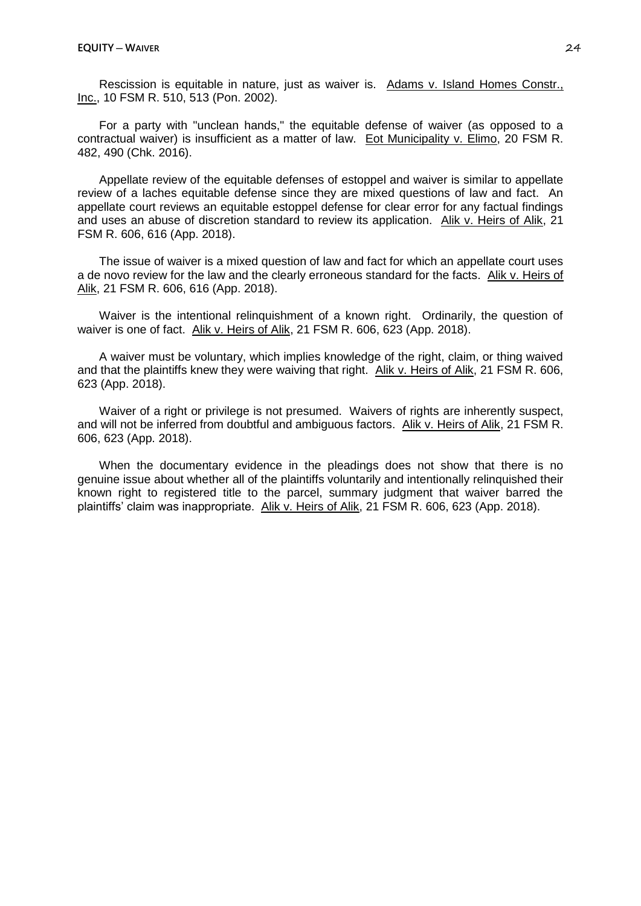Rescission is equitable in nature, just as waiver is. Adams v. Island Homes Constr., Inc., 10 FSM R. 510, 513 (Pon. 2002).

For a party with "unclean hands," the equitable defense of waiver (as opposed to a contractual waiver) is insufficient as a matter of law. Eot Municipality v. Elimo, 20 FSM R. 482, 490 (Chk. 2016).

Appellate review of the equitable defenses of estoppel and waiver is similar to appellate review of a laches equitable defense since they are mixed questions of law and fact. An appellate court reviews an equitable estoppel defense for clear error for any factual findings and uses an abuse of discretion standard to review its application. Alik v. Heirs of Alik, 21 FSM R. 606, 616 (App. 2018).

The issue of waiver is a mixed question of law and fact for which an appellate court uses a de novo review for the law and the clearly erroneous standard for the facts. Alik v. Heirs of Alik, 21 FSM R. 606, 616 (App. 2018).

Waiver is the intentional relinquishment of a known right. Ordinarily, the question of waiver is one of fact. Alik v. Heirs of Alik, 21 FSM R. 606, 623 (App. 2018).

A waiver must be voluntary, which implies knowledge of the right, claim, or thing waived and that the plaintiffs knew they were waiving that right. Alik v. Heirs of Alik, 21 FSM R. 606, 623 (App. 2018).

Waiver of a right or privilege is not presumed. Waivers of rights are inherently suspect, and will not be inferred from doubtful and ambiguous factors. Alik v. Heirs of Alik, 21 FSM R. 606, 623 (App. 2018).

When the documentary evidence in the pleadings does not show that there is no genuine issue about whether all of the plaintiffs voluntarily and intentionally relinquished their known right to registered title to the parcel, summary judgment that waiver barred the plaintiffs' claim was inappropriate. Alik v. Heirs of Alik, 21 FSM R. 606, 623 (App. 2018).